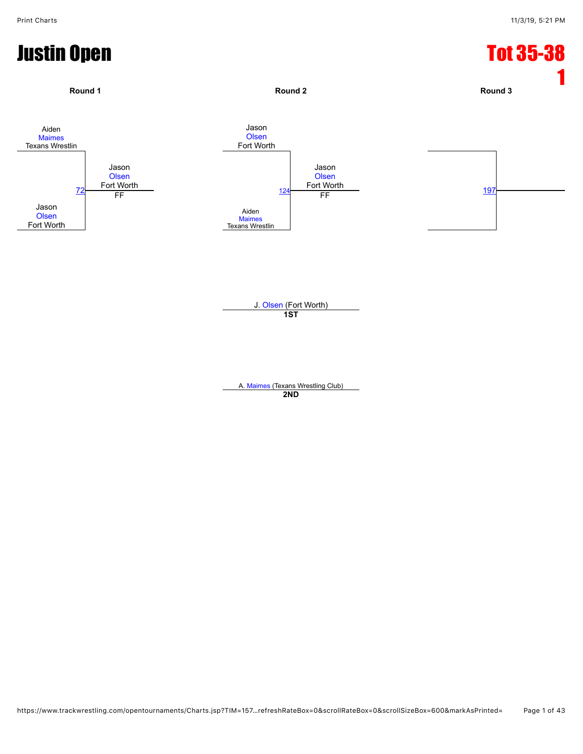# Justin Open

## Tot 35-38 1

**Round 1**

Aiden
Maimes
Texans Wrestlin

72

Jason
Olsen
Fort Worth

Jason
Olsen
Fort Worth
FF

**Round 2**

Jason
Olsen
Fort Worth

124

Aiden
Maimes
Texans Wrestlin

Jason
Olsen
Fort Worth
FF

**Round 3**

197

J. Olsen (Fort Worth)
**1ST**

A. Maimes (Texans Wrestling Club)
**2ND**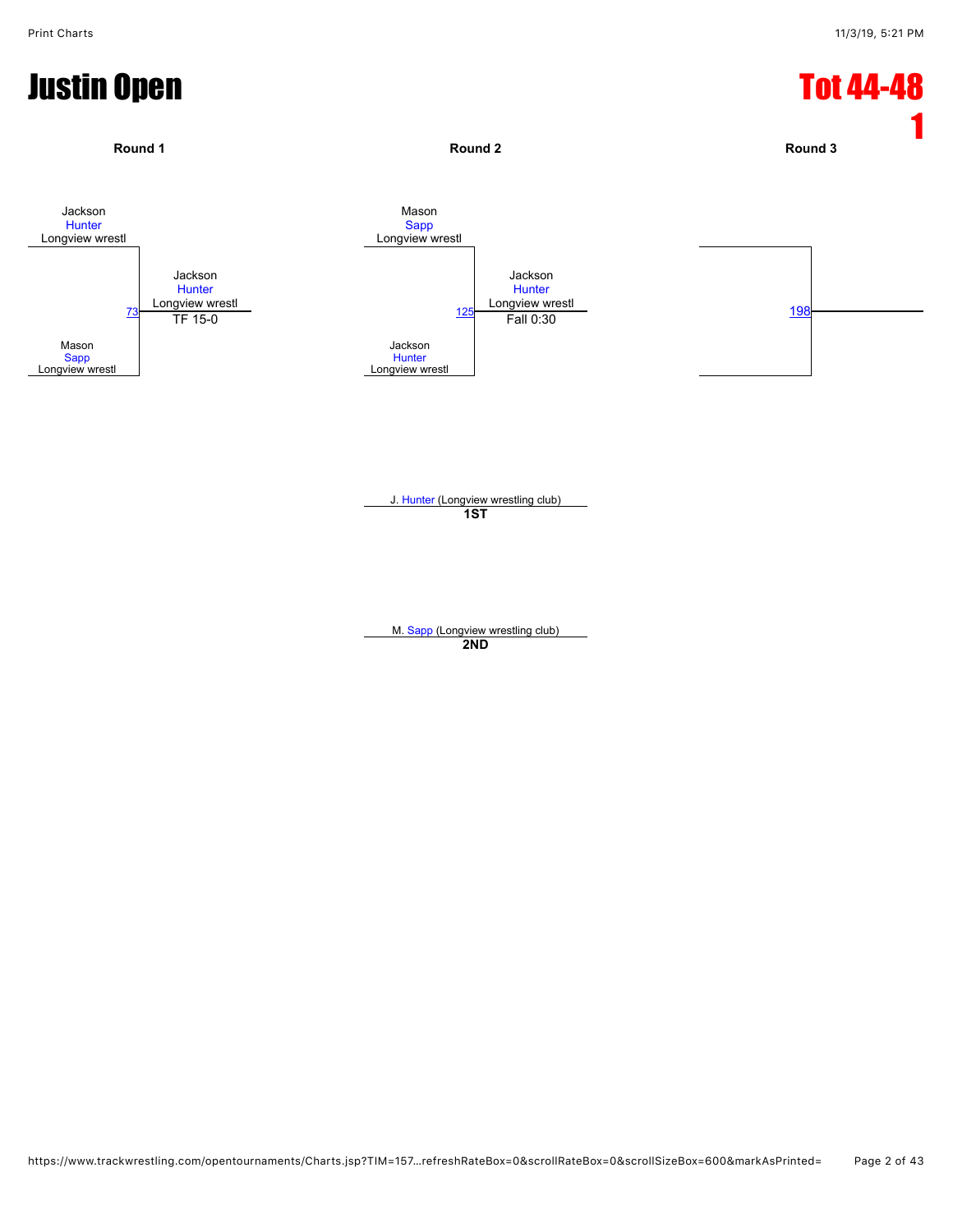# Justin Open

## Tot 44-48 1

**Round 1**

Jackson Hunter, Longview wrestl
vs.
Mason Sapp, Longview wrestl

Match 73: Jackson Hunter, Longview wrestl — TF 15-0

**Round 2**

Mason Sapp, Longview wrestl
vs.
Jackson Hunter, Longview wrestl

Match 125: Jackson Hunter, Longview wrestl — Fall 0:30

**Round 3**

Match 198

J. Hunter (Longview wrestling club)
**1ST**

M. Sapp (Longview wrestling club)
**2ND**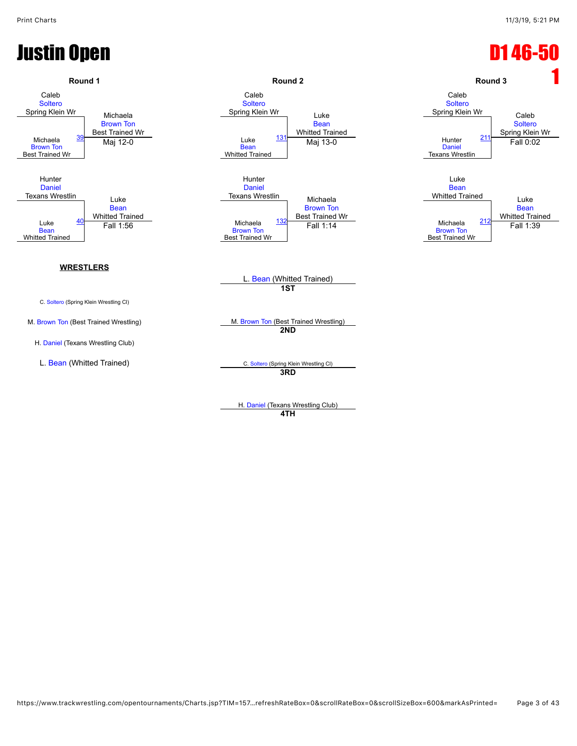# Justin Open

## D1 46-50 1

### Round 1

| Wrestler 1 | Wrestler 2 | Match | Winner | Result |
|---|---|---|---|---|
| Caleb Soltero (Spring Klein Wr) | Michaela Brown Ton (Best Trained Wr) | 39 | Michaela Brown Ton (Best Trained Wr) | Maj 12-0 |
| Hunter Daniel (Texans Wrestlin) | Luke Bean (Whitted Trained) | 40 | Luke Bean (Whitted Trained) | Fall 1:56 |

### Round 2

| Wrestler 1 | Wrestler 2 | Match | Winner | Result |
|---|---|---|---|---|
| Caleb Soltero (Spring Klein Wr) | Luke Bean (Whitted Trained) | 131 | Luke Bean (Whitted Trained) | Maj 13-0 |
| Hunter Daniel (Texans Wrestlin) | Michaela Brown Ton (Best Trained Wr) | 132 | Michaela Brown Ton (Best Trained Wr) | Fall 1:14 |

### Round 3

| Wrestler 1 | Wrestler 2 | Match | Winner | Result |
|---|---|---|---|---|
| Caleb Soltero (Spring Klein Wr) | Hunter Daniel (Texans Wrestlin) | 211 | Caleb Soltero (Spring Klein Wr) | Fall 0:02 |
| Luke Bean (Whitted Trained) | Michaela Brown Ton (Best Trained Wr) | 212 | Luke Bean (Whitted Trained) | Fall 1:39 |

**WRESTLERS**

- C. Soltero (Spring Klein Wrestling Cl)
- M. Brown Ton (Best Trained Wrestling)
- H. Daniel (Texans Wrestling Club)
- L. Bean (Whitted Trained)

**Placements**

- **1ST**: L. Bean (Whitted Trained)
- **2ND**: M. Brown Ton (Best Trained Wrestling)
- **3RD**: C. Soltero (Spring Klein Wrestling Cl)
- **4TH**: H. Daniel (Texans Wrestling Club)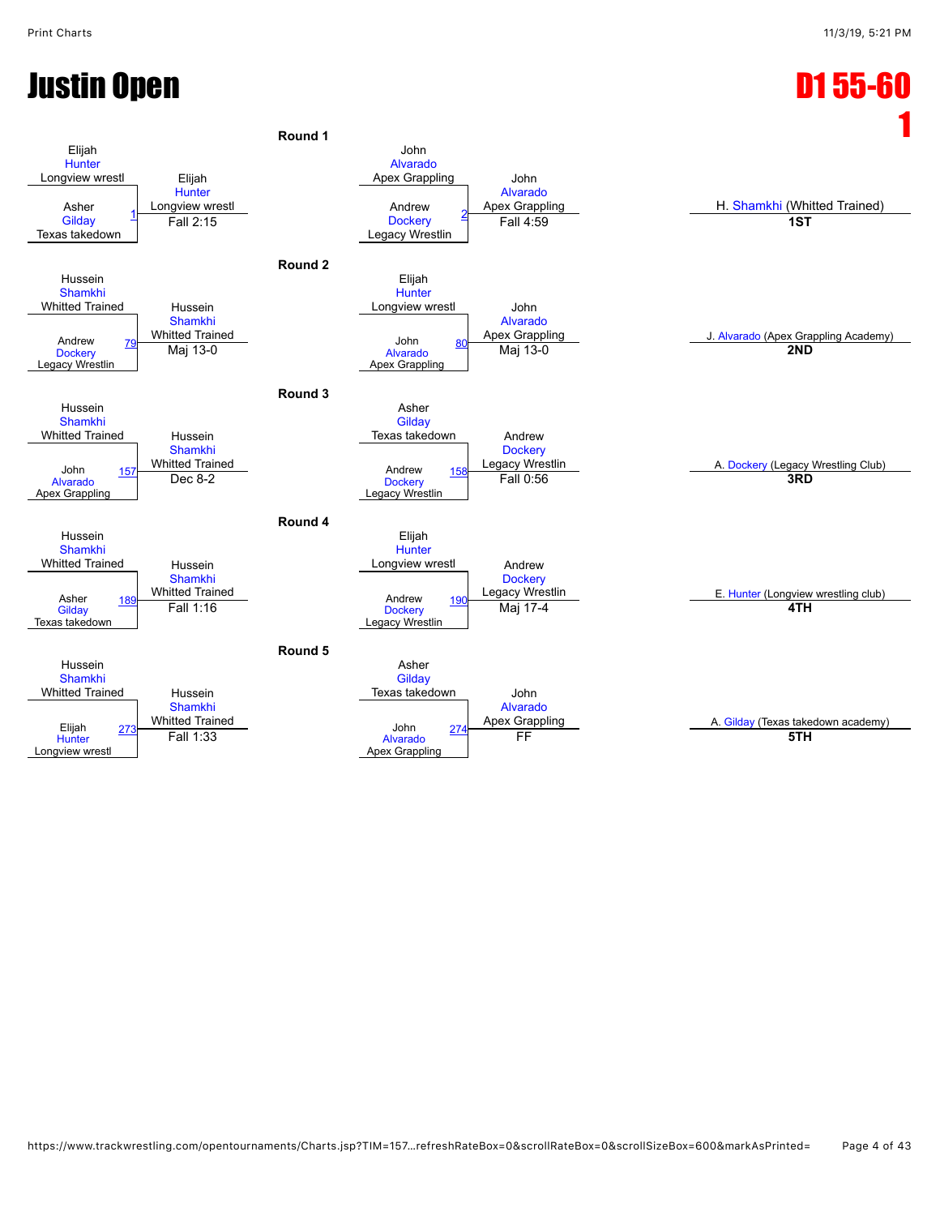# Justin Open

## D1 55-60 1

### Round 1

| Wrestler 1 | Wrestler 2 | Bout | Winner | Result |
|---|---|---|---|---|
| Elijah Hunter, Longview wrestl | Asher Gilday, Texas takedown | 1 | Elijah Hunter, Longview wrestl | Fall 2:15 |
| John Alvarado, Apex Grappling | Andrew Dockery, Legacy Wrestlin | 2 | John Alvarado, Apex Grappling | Fall 4:59 |

### Round 2

| Wrestler 1 | Wrestler 2 | Bout | Winner | Result |
|---|---|---|---|---|
| Hussein Shamkhi, Whitted Trained | Andrew Dockery, Legacy Wrestlin | 79 | Hussein Shamkhi, Whitted Trained | Maj 13-0 |
| Elijah Hunter, Longview wrestl | John Alvarado, Apex Grappling | 80 | John Alvarado, Apex Grappling | Maj 13-0 |

### Round 3

| Wrestler 1 | Wrestler 2 | Bout | Winner | Result |
|---|---|---|---|---|
| Hussein Shamkhi, Whitted Trained | John Alvarado, Apex Grappling | 157 | Hussein Shamkhi, Whitted Trained | Dec 8-2 |
| Asher Gilday, Texas takedown | Andrew Dockery, Legacy Wrestlin | 158 | Andrew Dockery, Legacy Wrestlin | Fall 0:56 |

### Round 4

| Wrestler 1 | Wrestler 2 | Bout | Winner | Result |
|---|---|---|---|---|
| Hussein Shamkhi, Whitted Trained | Asher Gilday, Texas takedown | 189 | Hussein Shamkhi, Whitted Trained | Fall 1:16 |
| Elijah Hunter, Longview wrestl | Andrew Dockery, Legacy Wrestlin | 190 | Andrew Dockery, Legacy Wrestlin | Maj 17-4 |

### Round 5

| Wrestler 1 | Wrestler 2 | Bout | Winner | Result |
|---|---|---|---|---|
| Hussein Shamkhi, Whitted Trained | Elijah Hunter, Longview wrestl | 273 | Hussein Shamkhi, Whitted Trained | Fall 1:33 |
| Asher Gilday, Texas takedown | John Alvarado, Apex Grappling | 274 | John Alvarado, Apex Grappling | FF |

### Placings

| Place | Wrestler |
|---|---|
| 1ST | H. Shamkhi (Whitted Trained) |
| 2ND | J. Alvarado (Apex Grappling Academy) |
| 3RD | A. Dockery (Legacy Wrestling Club) |
| 4TH | E. Hunter (Longview wrestling club) |
| 5TH | A. Gilday (Texas takedown academy) |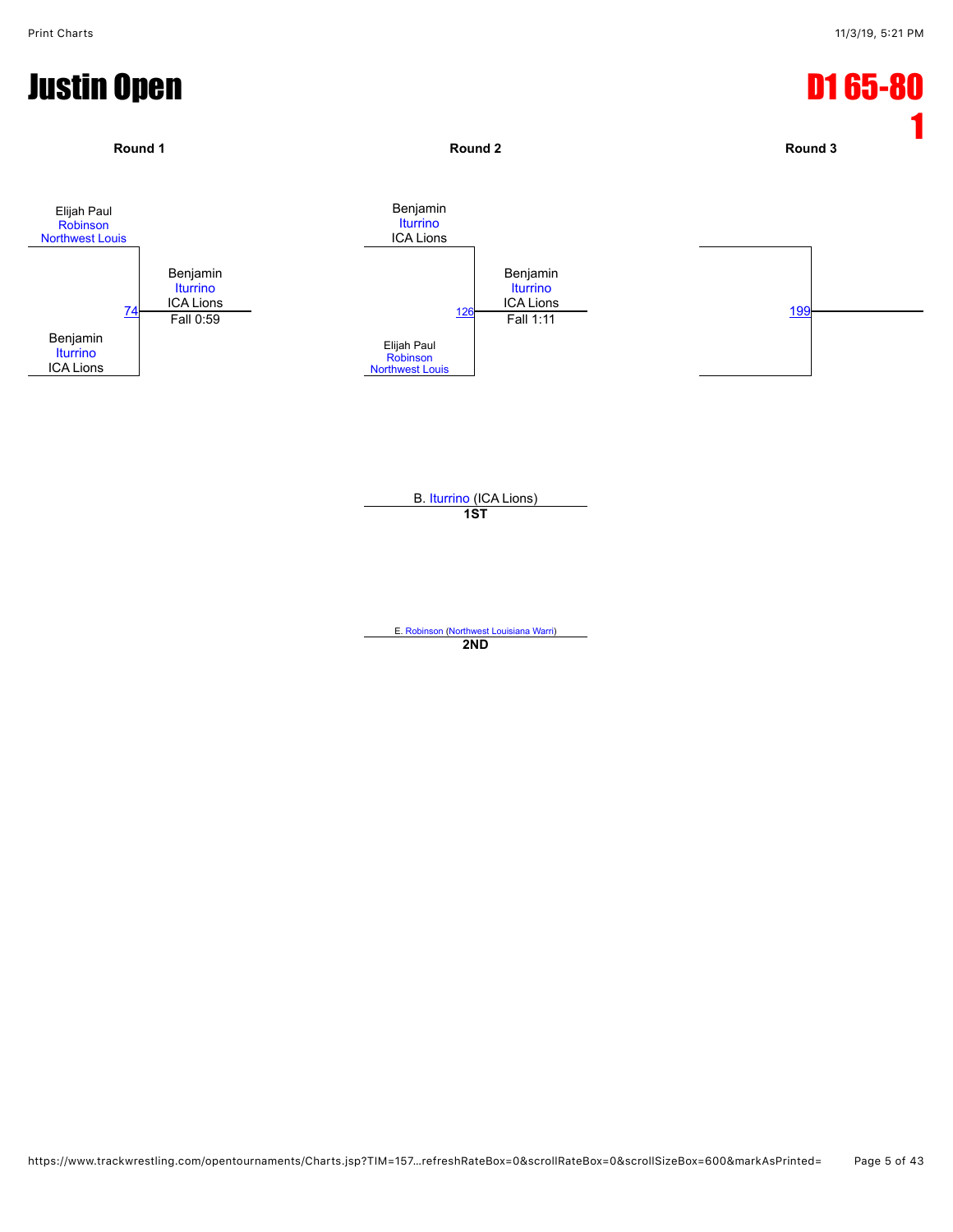# Justin Open

## D1 65-80 1

**Round 1**

Elijah Paul Robinson
Northwest Louis

74

Benjamin Iturrino
ICA Lions

Winner: Benjamin Iturrino, ICA Lions — Fall 0:59

**Round 2**

Benjamin Iturrino
ICA Lions

126

Elijah Paul Robinson
Northwest Louis

Winner: Benjamin Iturrino, ICA Lions — Fall 1:11

**Round 3**

199

B. Iturrino (ICA Lions)
**1ST**

E. Robinson (Northwest Louisiana Warri)
**2ND**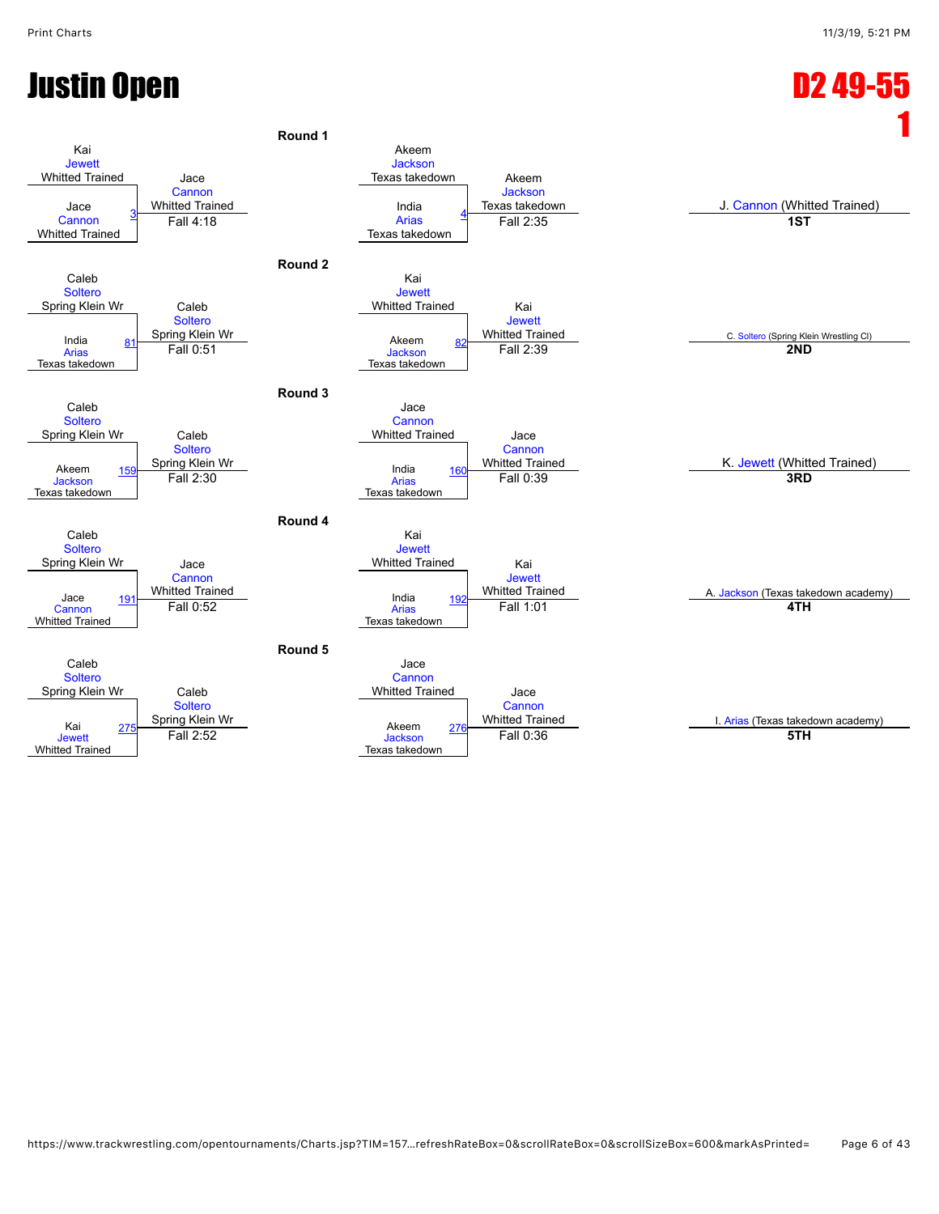# Justin Open

# D2 49-55 1

## Round 1

| Wrestler 1 | Wrestler 2 | Bout | Winner | Result |
|---|---|---|---|---|
| Kai Jewett (Whitted Trained) | Jace Cannon (Whitted Trained) | 3 | Jace Cannon (Whitted Trained) | Fall 4:18 |
| Akeem Jackson (Texas takedown) | India Arias (Texas takedown) | 4 | Akeem Jackson (Texas takedown) | Fall 2:35 |

## Round 2

| Wrestler 1 | Wrestler 2 | Bout | Winner | Result |
|---|---|---|---|---|
| Caleb Soltero (Spring Klein Wr) | India Arias (Texas takedown) | 81 | Caleb Soltero (Spring Klein Wr) | Fall 0:51 |
| Kai Jewett (Whitted Trained) | Akeem Jackson (Texas takedown) | 82 | Kai Jewett (Whitted Trained) | Fall 2:39 |

## Round 3

| Wrestler 1 | Wrestler 2 | Bout | Winner | Result |
|---|---|---|---|---|
| Caleb Soltero (Spring Klein Wr) | Akeem Jackson (Texas takedown) | 159 | Caleb Soltero (Spring Klein Wr) | Fall 2:30 |
| Jace Cannon (Whitted Trained) | India Arias (Texas takedown) | 160 | Jace Cannon (Whitted Trained) | Fall 0:39 |

## Round 4

| Wrestler 1 | Wrestler 2 | Bout | Winner | Result |
|---|---|---|---|---|
| Caleb Soltero (Spring Klein Wr) | Jace Cannon (Whitted Trained) | 191 | Jace Cannon (Whitted Trained) | Fall 0:52 |
| Kai Jewett (Whitted Trained) | India Arias (Texas takedown) | 192 | Kai Jewett (Whitted Trained) | Fall 1:01 |

## Round 5

| Wrestler 1 | Wrestler 2 | Bout | Winner | Result |
|---|---|---|---|---|
| Caleb Soltero (Spring Klein Wr) | Kai Jewett (Whitted Trained) | 275 | Caleb Soltero (Spring Klein Wr) | Fall 2:52 |
| Jace Cannon (Whitted Trained) | Akeem Jackson (Texas takedown) | 276 | Jace Cannon (Whitted Trained) | Fall 0:36 |

## Placements

| Place | Wrestler |
|---|---|
| 1ST | J. Cannon (Whitted Trained) |
| 2ND | C. Soltero (Spring Klein Wrestling Cl) |
| 3RD | K. Jewett (Whitted Trained) |
| 4TH | A. Jackson (Texas takedown academy) |
| 5TH | I. Arias (Texas takedown academy) |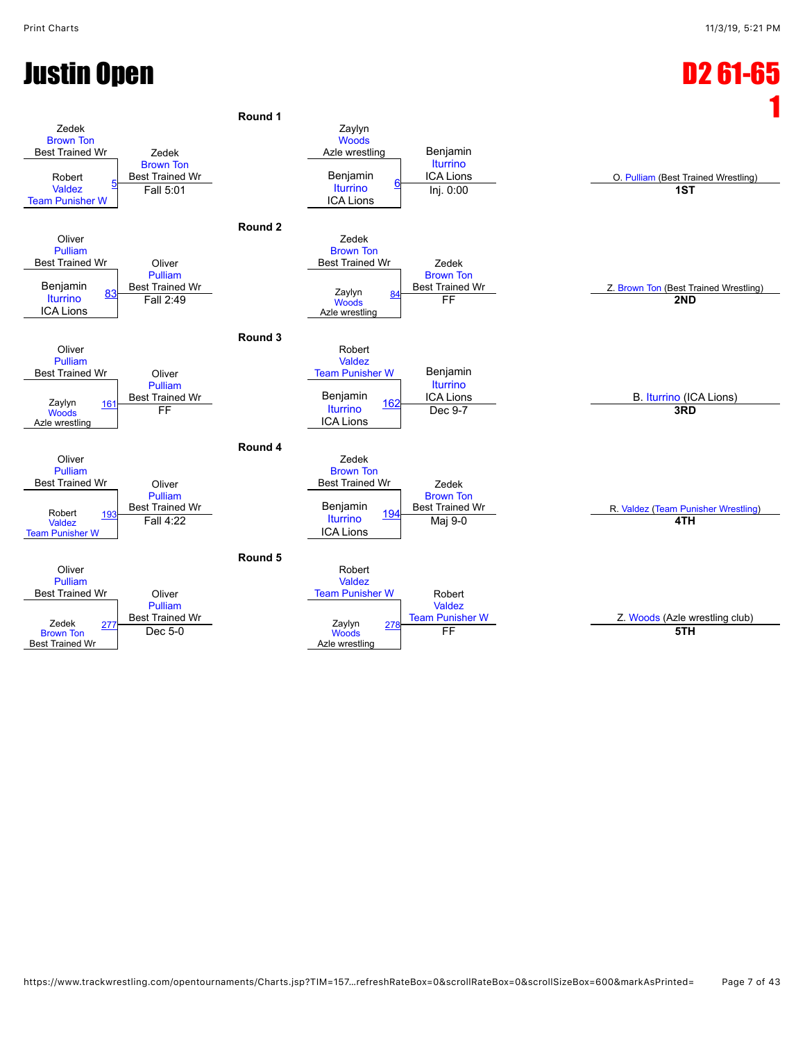# Justin Open

## D2 61-65 1

### Round 1

| Wrestler 1 | Wrestler 2 | Bout | Winner | Result |
|---|---|---|---|---|
| Zedek Brown Ton (Best Trained Wr) | Robert Valdez (Team Punisher W) | 5 | Zedek Brown Ton (Best Trained Wr) | Fall 5:01 |
| Zaylyn Woods (Azle wrestling) | Benjamin Iturrino (ICA Lions) | 6 | Benjamin Iturrino (ICA Lions) | Inj. 0:00 |

### Round 2

| Wrestler 1 | Wrestler 2 | Bout | Winner | Result |
|---|---|---|---|---|
| Oliver Pulliam (Best Trained Wr) | Benjamin Iturrino (ICA Lions) | 83 | Oliver Pulliam (Best Trained Wr) | Fall 2:49 |
| Zedek Brown Ton (Best Trained Wr) | Zaylyn Woods (Azle wrestling) | 84 | Zedek Brown Ton (Best Trained Wr) | FF |

### Round 3

| Wrestler 1 | Wrestler 2 | Bout | Winner | Result |
|---|---|---|---|---|
| Oliver Pulliam (Best Trained Wr) | Zaylyn Woods (Azle wrestling) | 161 | Oliver Pulliam (Best Trained Wr) | FF |
| Robert Valdez (Team Punisher W) | Benjamin Iturrino (ICA Lions) | 162 | Benjamin Iturrino (ICA Lions) | Dec 9-7 |

### Round 4

| Wrestler 1 | Wrestler 2 | Bout | Winner | Result |
|---|---|---|---|---|
| Oliver Pulliam (Best Trained Wr) | Robert Valdez (Team Punisher W) | 193 | Oliver Pulliam (Best Trained Wr) | Fall 4:22 |
| Zedek Brown Ton (Best Trained Wr) | Benjamin Iturrino (ICA Lions) | 194 | Zedek Brown Ton (Best Trained Wr) | Maj 9-0 |

### Round 5

| Wrestler 1 | Wrestler 2 | Bout | Winner | Result |
|---|---|---|---|---|
| Oliver Pulliam (Best Trained Wr) | Zedek Brown Ton (Best Trained Wr) | 277 | Oliver Pulliam (Best Trained Wr) | Dec 5-0 |
| Robert Valdez (Team Punisher W) | Zaylyn Woods (Azle wrestling) | 278 | Robert Valdez (Team Punisher W) | FF |

### Placements

| Place | Wrestler |
|---|---|
| 1ST | O. Pulliam (Best Trained Wrestling) |
| 2ND | Z. Brown Ton (Best Trained Wrestling) |
| 3RD | B. Iturrino (ICA Lions) |
| 4TH | R. Valdez (Team Punisher Wrestling) |
| 5TH | Z. Woods (Azle wrestling club) |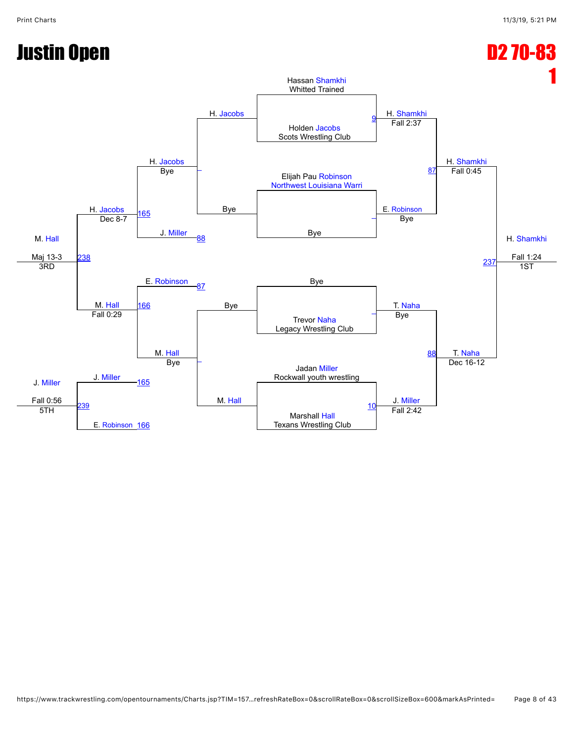# Justin Open

## D2 70-83

**1**

### Championship Bracket

**First Round**

- Hassan Shamkhi (Whitted Trained) vs. Holden Jacobs (Scots Wrestling Club) — Match 9 — H. Shamkhi, Fall 2:37
- Elijah Pau Robinson (Northwest Louisiana Warri) vs. Bye — E. Robinson, Bye
- Bye vs. Trevor Naha (Legacy Wrestling Club) — T. Naha, Bye
- Jadan Miller (Rockwall youth wrestling) vs. Marshall Hall (Texans Wrestling Club) — Match 10 — J. Miller, Fall 2:42

**Semifinals**

- H. Shamkhi vs. E. Robinson — Match 87 — H. Shamkhi, Fall 0:45
- T. Naha vs. J. Miller — Match 88 — T. Naha, Dec 16-12

**Final**

- H. Shamkhi vs. T. Naha — Match 237 — H. Shamkhi, Fall 1:24 — 1ST

### Consolation Bracket

**Consolation First Round**

- H. Jacobs vs. Bye — H. Jacobs, Bye
- Bye vs. M. Hall — M. Hall, Bye

**Consolation Second Round**

- H. Jacobs vs. J. Miller (88) — Match 165 — H. Jacobs, Dec 8-7
- E. Robinson (87) vs. M. Hall — Match 166 — M. Hall, Fall 0:29

**3rd Place**

- H. Jacobs vs. M. Hall — Match 238 — M. Hall, Maj 13-3 — 3RD

**5th Place**

- J. Miller (165) vs. E. Robinson (166) — Match 239 — J. Miller, Fall 0:56 — 5TH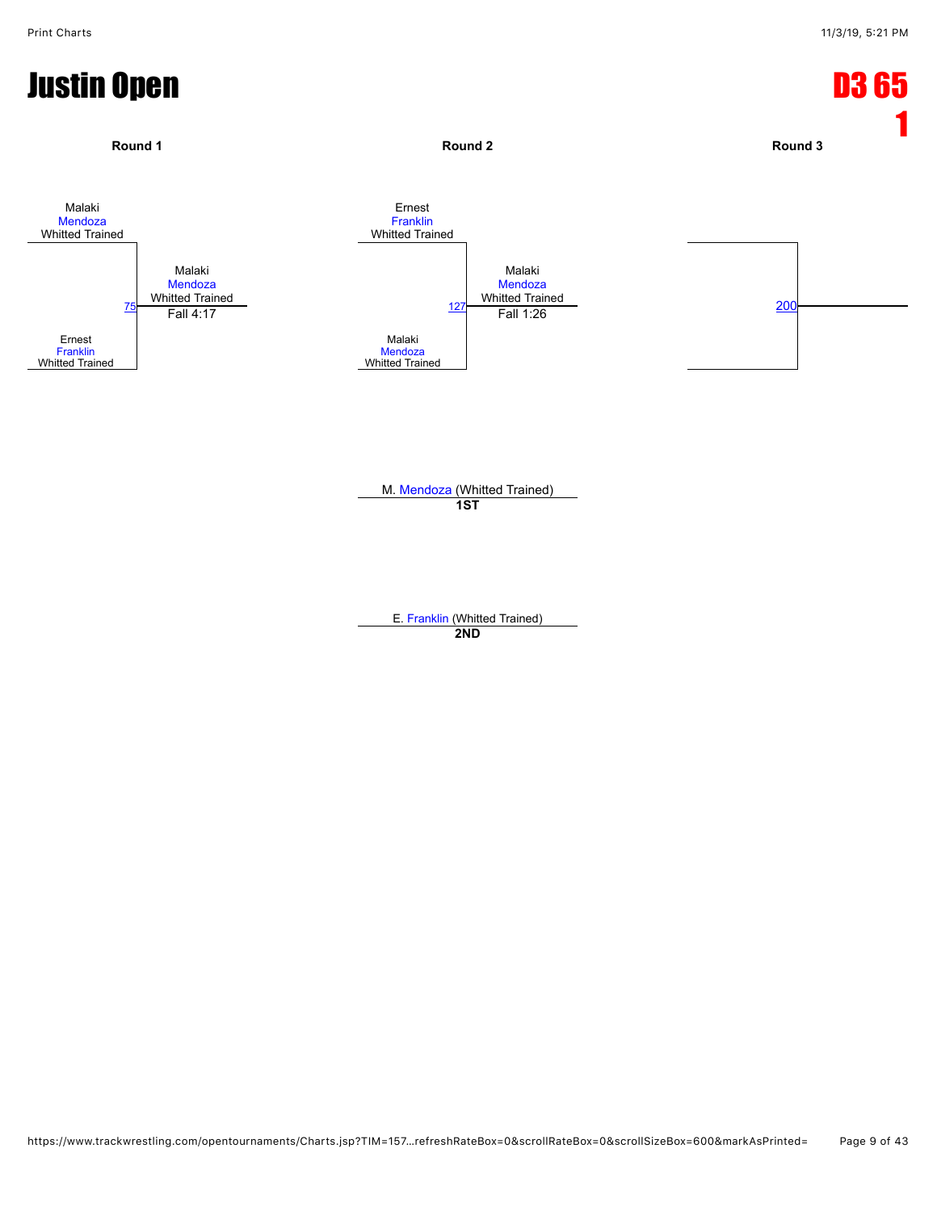# Justin Open

## D3 65 1

**Round 1**

Malaki Mendoza, Whitted Trained
vs.
Ernest Franklin, Whitted Trained

Match 75 — Malaki Mendoza, Whitted Trained — Fall 4:17

**Round 2**

Ernest Franklin, Whitted Trained
vs.
Malaki Mendoza, Whitted Trained

Match 127 — Malaki Mendoza, Whitted Trained — Fall 1:26

**Round 3**

Match 200

M. Mendoza (Whitted Trained)
**1ST**

E. Franklin (Whitted Trained)
**2ND**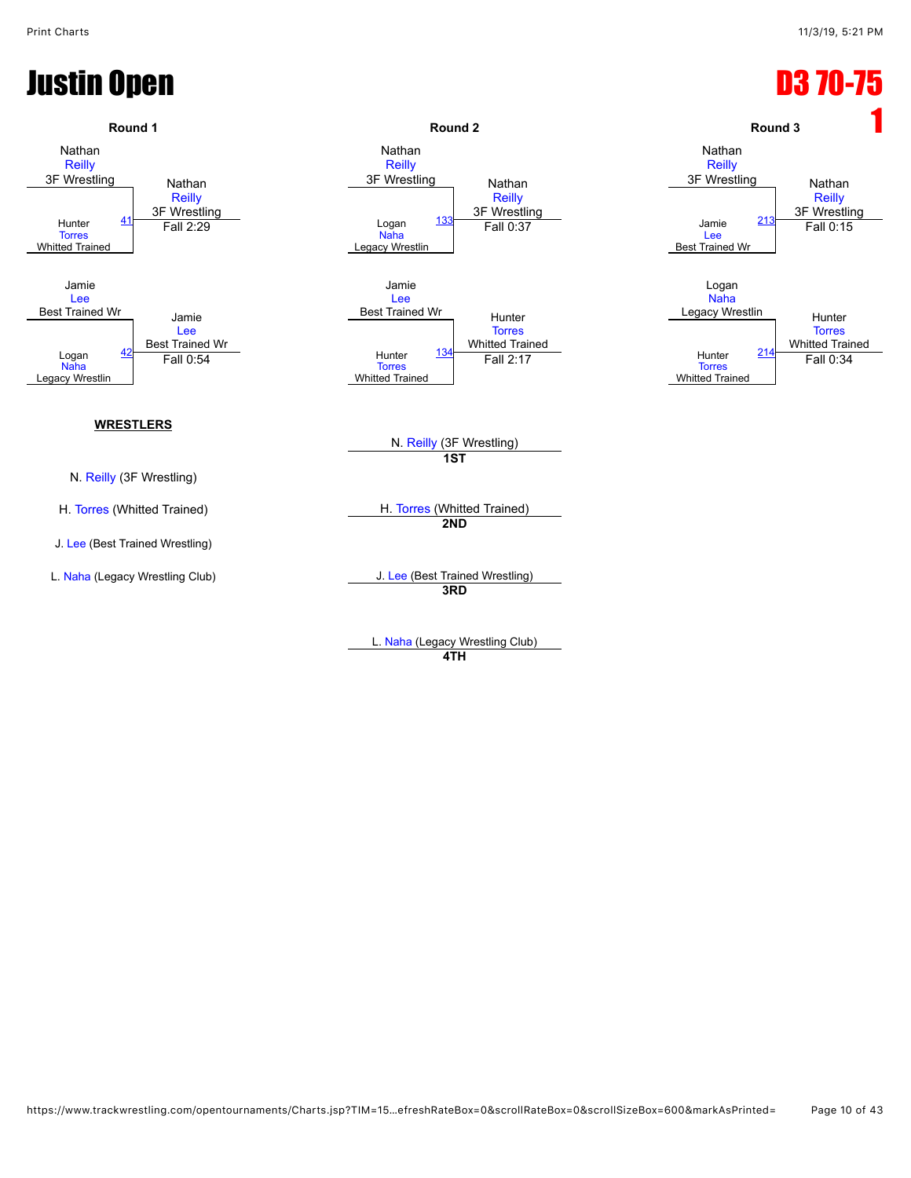# Justin Open

## D3 70-75

**1**

### Round 1

- Nathan Reilly (3F Wrestling) vs. Hunter Torres (Whitted Trained) — Match 41 — Winner: Nathan Reilly (3F Wrestling), Fall 2:29
- Jamie Lee (Best Trained Wr) vs. Logan Naha (Legacy Wrestlin) — Match 42 — Winner: Jamie Lee (Best Trained Wr), Fall 0:54

### Round 2

- Nathan Reilly (3F Wrestling) vs. Logan Naha (Legacy Wrestlin) — Match 133 — Winner: Nathan Reilly (3F Wrestling), Fall 0:37
- Jamie Lee (Best Trained Wr) vs. Hunter Torres (Whitted Trained) — Match 134 — Winner: Hunter Torres (Whitted Trained), Fall 2:17

### Round 3

- Nathan Reilly (3F Wrestling) vs. Jamie Lee (Best Trained Wr) — Match 213 — Winner: Nathan Reilly (3F Wrestling), Fall 0:15
- Logan Naha (Legacy Wrestlin) vs. Hunter Torres (Whitted Trained) — Match 214 — Winner: Hunter Torres (Whitted Trained), Fall 0:34

### WRESTLERS

- N. Reilly (3F Wrestling)
- H. Torres (Whitted Trained)
- J. Lee (Best Trained Wrestling)
- L. Naha (Legacy Wrestling Club)

### Placings

- **1ST**: N. Reilly (3F Wrestling)
- **2ND**: H. Torres (Whitted Trained)
- **3RD**: J. Lee (Best Trained Wrestling)
- **4TH**: L. Naha (Legacy Wrestling Club)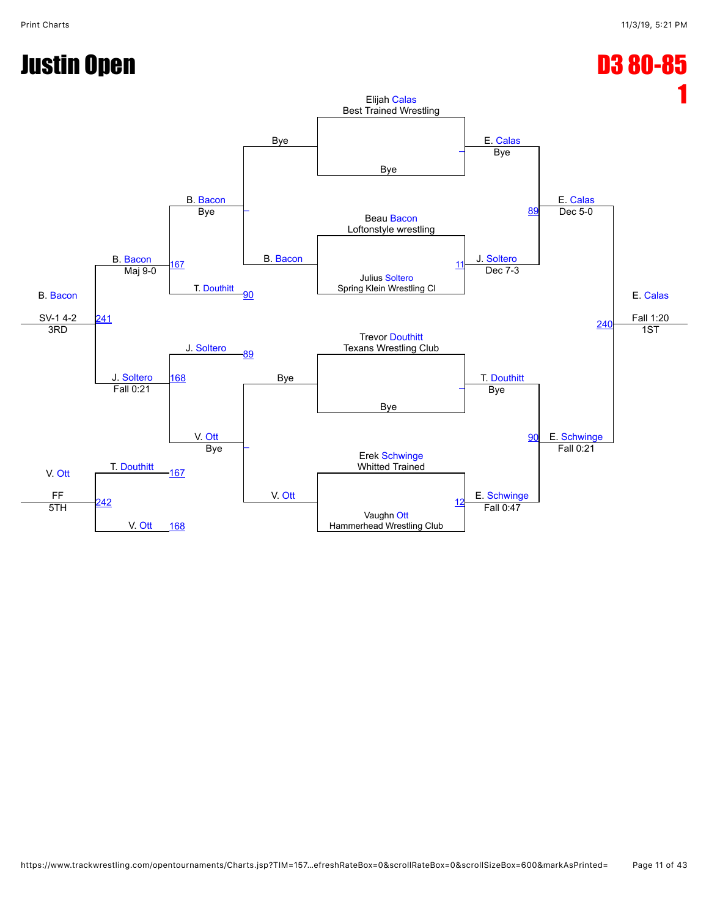# Justin Open

# D3 80-85

# 1

## Championship Bracket

**Entrants:**
- Elijah Calas — Best Trained Wrestling
- Beau Bacon — Loftonstyle wrestling
- Julius Soltero — Spring Klein Wrestling Cl
- Trevor Douthitt — Texans Wrestling Club
- Erek Schwinge — Whitted Trained
- Vaughn Ott — Hammerhead Wrestling Club

**First Round:**
- Elijah Calas vs. Bye — E. Calas, Bye
- Beau Bacon vs. Julius Soltero (11) — J. Soltero, Dec 7-3
- Trevor Douthitt vs. Bye — T. Douthitt, Bye
- Erek Schwinge vs. Vaughn Ott (12) — E. Schwinge, Fall 0:47

**Semifinals:**
- E. Calas vs. J. Soltero (89) — E. Calas, Dec 5-0
- T. Douthitt vs. E. Schwinge (90) — E. Schwinge, Fall 0:21

**Final:**
- E. Calas vs. E. Schwinge (240) — E. Calas, Fall 1:20 — 1ST

## Consolation Bracket

**Consolation Round 1:**
- Bye vs. B. Bacon — B. Bacon, Bye
- Bye vs. V. Ott — V. Ott, Bye

**Consolation Round 2:**
- B. Bacon vs. T. Douthitt (90) (167) — B. Bacon, Maj 9-0
- J. Soltero (89) vs. V. Ott (168) — J. Soltero, Fall 0:21

**3rd Place:**
- B. Bacon vs. J. Soltero (241) — B. Bacon, SV-1 4-2 — 3RD

**5th Place:**
- T. Douthitt (167) vs. V. Ott (168) (242) — V. Ott, FF — 5TH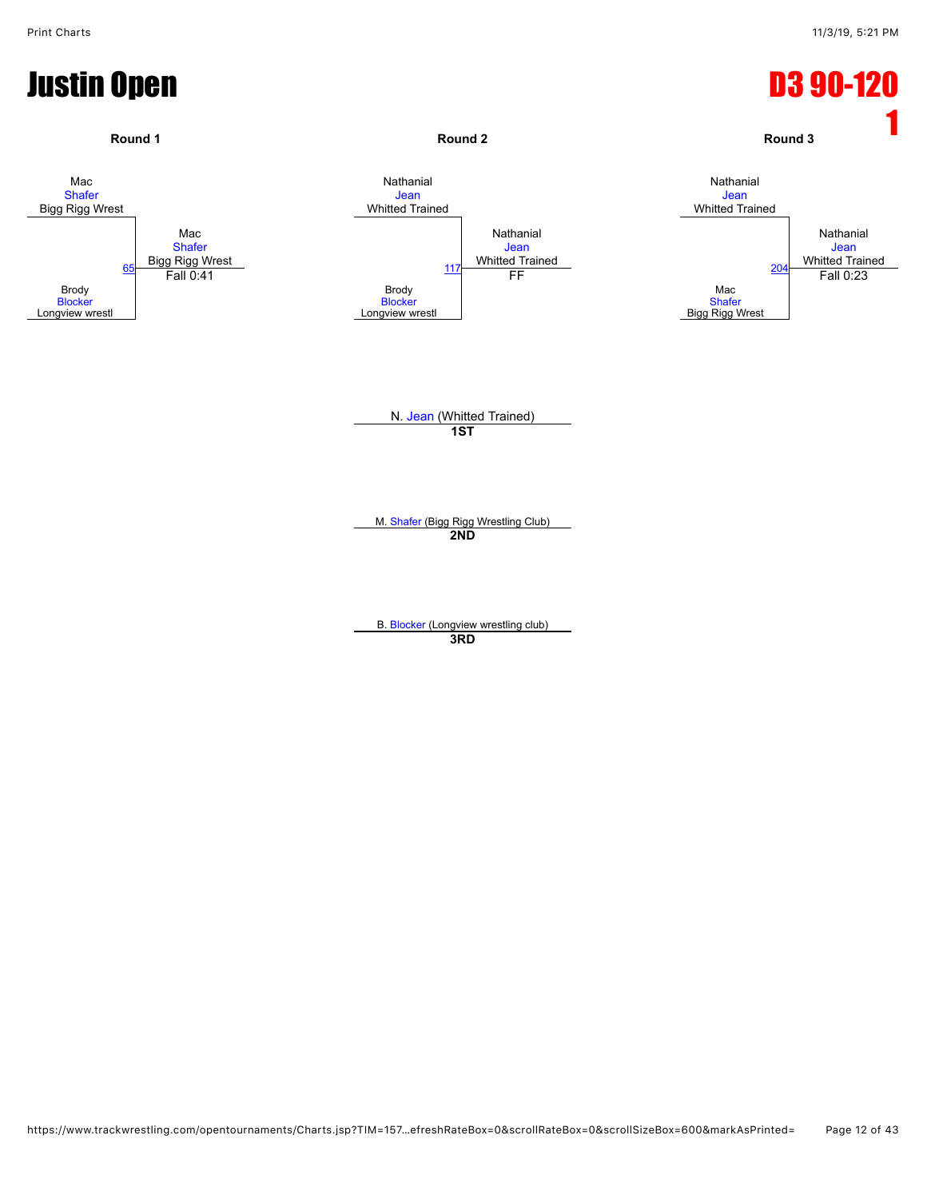# Justin Open

## D3 90-120 1

### Round 1

Mac Shafer (Bigg Rigg Wrest)
vs.
Brody Blocker (Longview wrestl)

Bout 65 — Winner: Mac Shafer (Bigg Rigg Wrest) — Fall 0:41

### Round 2

Nathanial Jean (Whitted Trained)
vs.
Brody Blocker (Longview wrestl)

Bout 117 — Winner: Nathanial Jean (Whitted Trained) — FF

### Round 3

Nathanial Jean (Whitted Trained)
vs.
Mac Shafer (Bigg Rigg Wrest)

Bout 204 — Winner: Nathanial Jean (Whitted Trained) — Fall 0:23

### Placings

**1ST**: N. Jean (Whitted Trained)

**2ND**: M. Shafer (Bigg Rigg Wrestling Club)

**3RD**: B. Blocker (Longview wrestling club)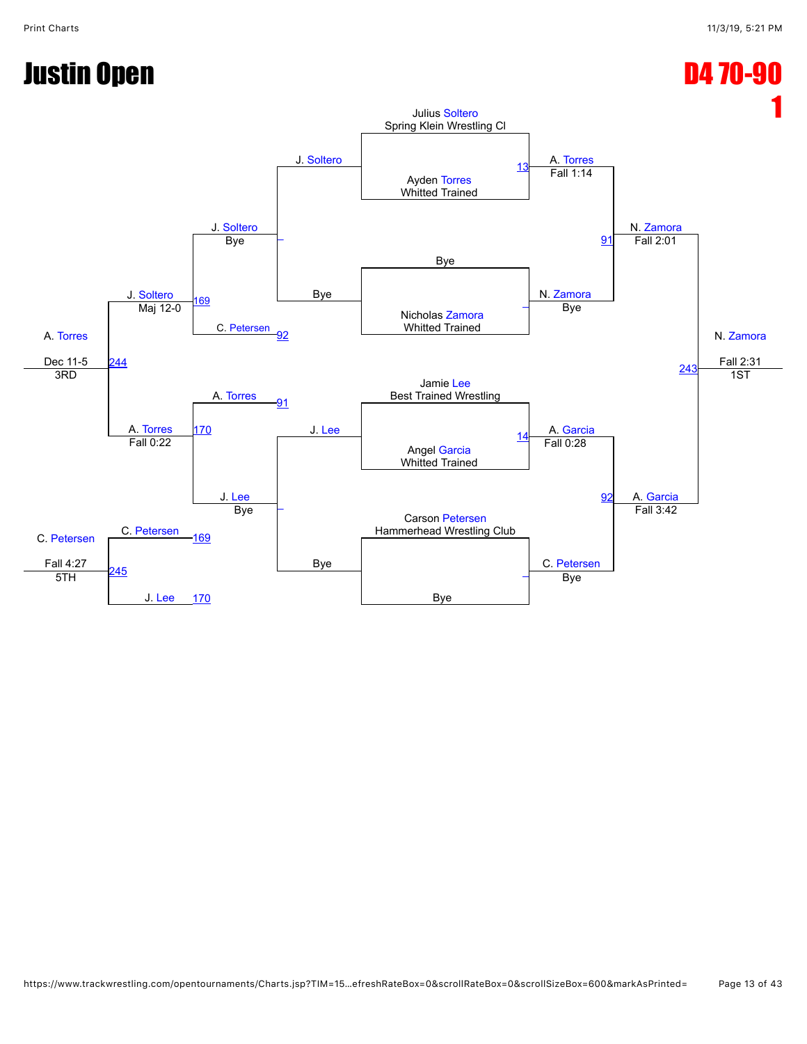# Justin Open

## D4 70-90

## 1

### Championship Bracket

**Round 1**

- Julius Soltero (Spring Klein Wrestling Cl) vs. Ayden Torres (Whitted Trained) — Bout 13 — A. Torres, Fall 1:14
- Bye vs. Nicholas Zamora (Whitted Trained) — N. Zamora, Bye
- Jamie Lee (Best Trained Wrestling) vs. Angel Garcia (Whitted Trained) — Bout 14 — A. Garcia, Fall 0:28
- Carson Petersen (Hammerhead Wrestling Club) vs. Bye — C. Petersen, Bye

**Semifinals**

- A. Torres vs. N. Zamora — Bout 91 — N. Zamora, Fall 2:01
- A. Garcia vs. C. Petersen — Bout 92 — A. Garcia, Fall 3:42

**Final**

- N. Zamora vs. A. Garcia — Bout 243 — N. Zamora, Fall 2:31 — 1ST

### Consolation Bracket

**Consolation Round 1**

- J. Soltero vs. Bye — J. Soltero, Bye
- J. Lee vs. Bye — J. Lee, Bye

**Consolation Round 2**

- J. Soltero vs. C. Petersen — Bout 169 (C. Petersen from Bout 92) — J. Soltero, Maj 12-0
- A. Torres vs. J. Lee — Bout 170 (A. Torres from Bout 91) — A. Torres, Fall 0:22

**3rd Place**

- J. Soltero vs. A. Torres — Bout 244 — A. Torres, Dec 11-5 — 3RD

**5th Place**

- C. Petersen (from Bout 169) vs. J. Lee (from Bout 170) — Bout 245 — C. Petersen, Fall 4:27 — 5TH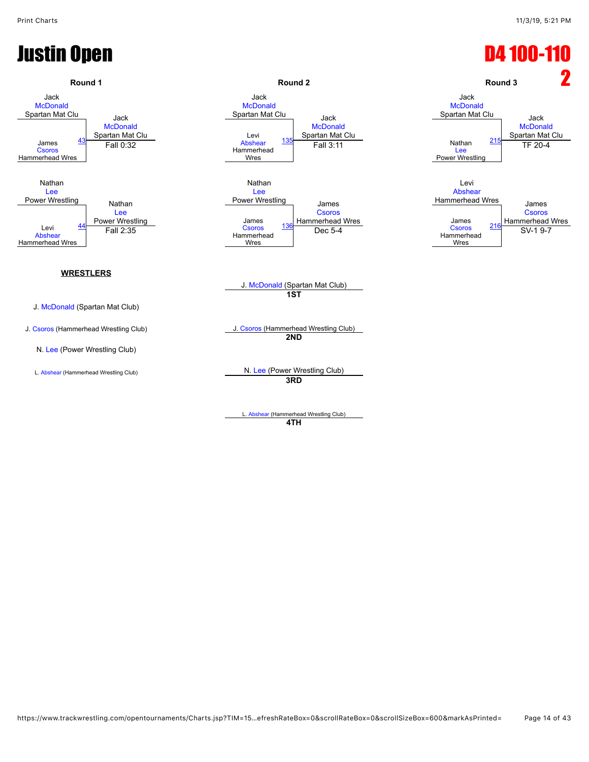# Justin Open

## D4 100-110 2

### Round 1

| Wrestler | Bout | Winner | Result |
|---|---|---|---|
| Jack McDonald (Spartan Mat Clu) vs. James Csoros (Hammerhead Wres) | 43 | Jack McDonald (Spartan Mat Clu) | Fall 0:32 |
| Nathan Lee (Power Wrestling) vs. Levi Abshear (Hammerhead Wres) | 44 | Nathan Lee (Power Wrestling) | Fall 2:35 |

### Round 2

| Wrestler | Bout | Winner | Result |
|---|---|---|---|
| Jack McDonald (Spartan Mat Clu) vs. Levi Abshear (Hammerhead Wres) | 135 | Jack McDonald (Spartan Mat Clu) | Fall 3:11 |
| Nathan Lee (Power Wrestling) vs. James Csoros (Hammerhead Wres) | 136 | James Csoros (Hammerhead Wres) | Dec 5-4 |

### Round 3

| Wrestler | Bout | Winner | Result |
|---|---|---|---|
| Jack McDonald (Spartan Mat Clu) vs. Nathan Lee (Power Wrestling) | 215 | Jack McDonald (Spartan Mat Clu) | TF 20-4 |
| Levi Abshear (Hammerhead Wres) vs. James Csoros (Hammerhead Wres) | 216 | James Csoros (Hammerhead Wres) | SV-1 9-7 |

**WRESTLERS**

J. McDonald (Spartan Mat Club)

J. Csoros (Hammerhead Wrestling Club)

N. Lee (Power Wrestling Club)

L. Abshear (Hammerhead Wrestling Club)

**1ST** J. McDonald (Spartan Mat Club)

**2ND** J. Csoros (Hammerhead Wrestling Club)

**3RD** N. Lee (Power Wrestling Club)

**4TH** L. Abshear (Hammerhead Wrestling Club)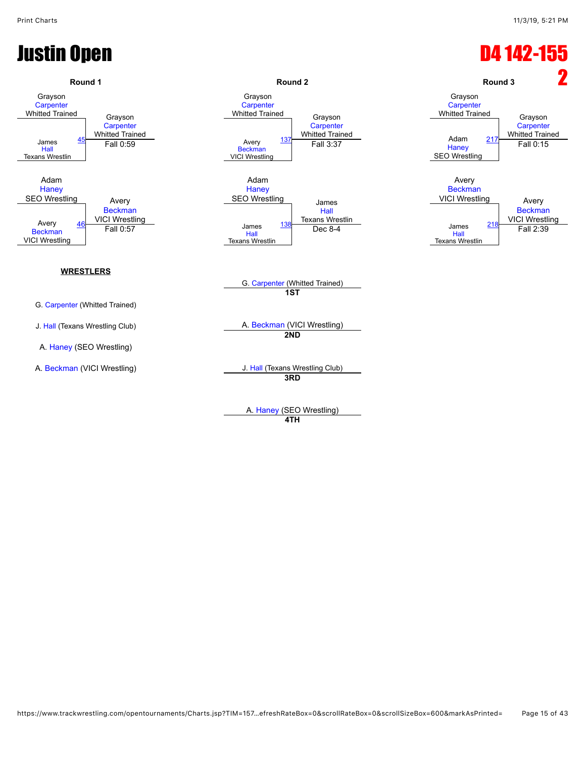# Justin Open

## D4 142-155 2

### Round 1

| Wrestler | Match | Winner | Result |
| --- | --- | --- | --- |
| Grayson Carpenter (Whitted Trained) vs. James Hall (Texans Wrestlin) | 45 | Grayson Carpenter (Whitted Trained) | Fall 0:59 |
| Adam Haney (SEO Wrestling) vs. Avery Beckman (VICI Wrestling) | 46 | Avery Beckman (VICI Wrestling) | Fall 0:57 |

### Round 2

| Wrestler | Match | Winner | Result |
| --- | --- | --- | --- |
| Grayson Carpenter (Whitted Trained) vs. Avery Beckman (VICI Wrestling) | 137 | Grayson Carpenter (Whitted Trained) | Fall 3:37 |
| Adam Haney (SEO Wrestling) vs. James Hall (Texans Wrestlin) | 138 | James Hall (Texans Wrestlin) | Dec 8-4 |

### Round 3

| Wrestler | Match | Winner | Result |
| --- | --- | --- | --- |
| Grayson Carpenter (Whitted Trained) vs. Adam Haney (SEO Wrestling) | 217 | Grayson Carpenter (Whitted Trained) | Fall 0:15 |
| Avery Beckman (VICI Wrestling) vs. James Hall (Texans Wrestlin) | 218 | Avery Beckman (VICI Wrestling) | Fall 2:39 |

**WRESTLERS**

- G. Carpenter (Whitted Trained)
- J. Hall (Texans Wrestling Club)
- A. Haney (SEO Wrestling)
- A. Beckman (VICI Wrestling)

**Placements**

- **1ST**: G. Carpenter (Whitted Trained)
- **2ND**: A. Beckman (VICI Wrestling)
- **3RD**: J. Hall (Texans Wrestling Club)
- **4TH**: A. Haney (SEO Wrestling)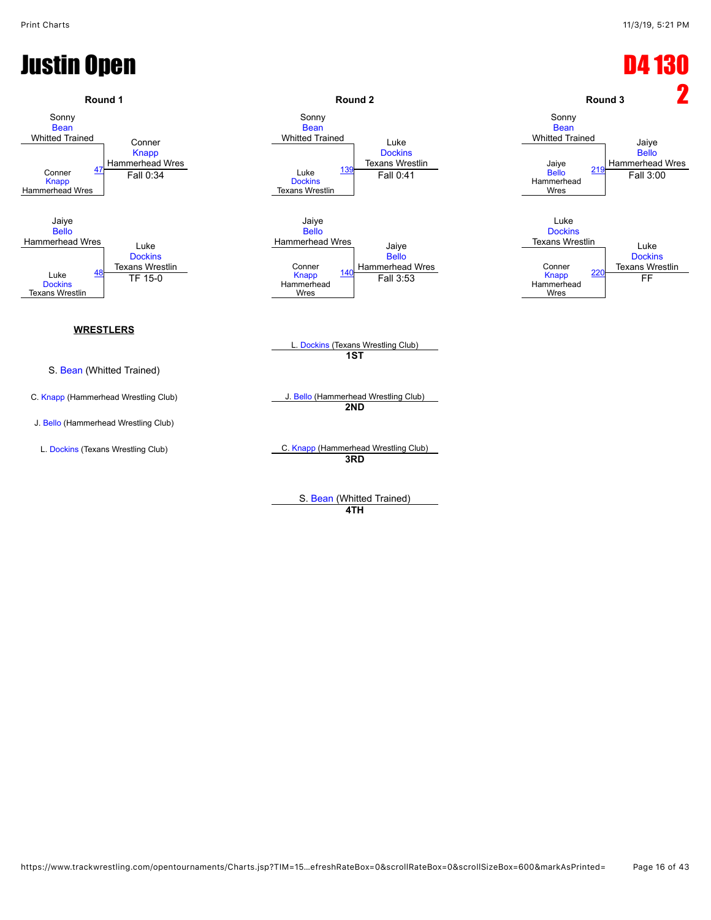# Justin Open

## D4 130 2

### Round 1

Sonny Bean (Whitted Trained) vs. Conner Knapp (Hammerhead Wres) — Match 47
Winner: Conner Knapp (Hammerhead Wres) — Fall 0:34

Jaiye Bello (Hammerhead Wres) vs. Luke Dockins (Texans Wrestlin) — Match 48
Winner: Luke Dockins (Texans Wrestlin) — TF 15-0

### Round 2

Sonny Bean (Whitted Trained) vs. Luke Dockins (Texans Wrestlin) — Match 139
Winner: Luke Dockins (Texans Wrestlin) — Fall 0:41

Jaiye Bello (Hammerhead Wres) vs. Conner Knapp (Hammerhead Wres) — Match 140
Winner: Jaiye Bello (Hammerhead Wres) — Fall 3:53

### Round 3

Sonny Bean (Whitted Trained) vs. Jaiye Bello (Hammerhead Wres) — Match 219
Winner: Jaiye Bello (Hammerhead Wres) — Fall 3:00

Luke Dockins (Texans Wrestlin) vs. Conner Knapp (Hammerhead Wres) — Match 220
Winner: Luke Dockins (Texans Wrestlin) — FF

**WRESTLERS**

- S. Bean (Whitted Trained)
- C. Knapp (Hammerhead Wrestling Club)
- J. Bello (Hammerhead Wrestling Club)
- L. Dockins (Texans Wrestling Club)

**1ST**: L. Dockins (Texans Wrestling Club)

**2ND**: J. Bello (Hammerhead Wrestling Club)

**3RD**: C. Knapp (Hammerhead Wrestling Club)

**4TH**: S. Bean (Whitted Trained)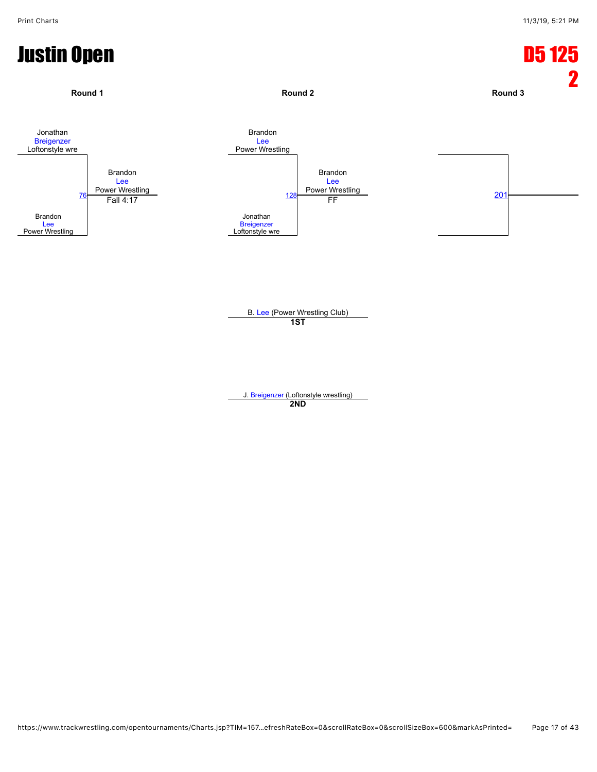# Justin Open

## D5 125
## 2

| Round 1 | Round 2 | Round 3 |
| --- | --- | --- |
| Jonathan Breigenzer, Loftonstyle wre | Brandon Lee, Power Wrestling | |
| 76 — Brandon Lee, Power Wrestling, Fall 4:17 | 128 — Brandon Lee, Power Wrestling, FF | 201 |
| Brandon Lee, Power Wrestling | Jonathan Breigenzer, Loftonstyle wre | |

B. Lee (Power Wrestling Club)
**1ST**

J. Breigenzer (Loftonstyle wrestling)
**2ND**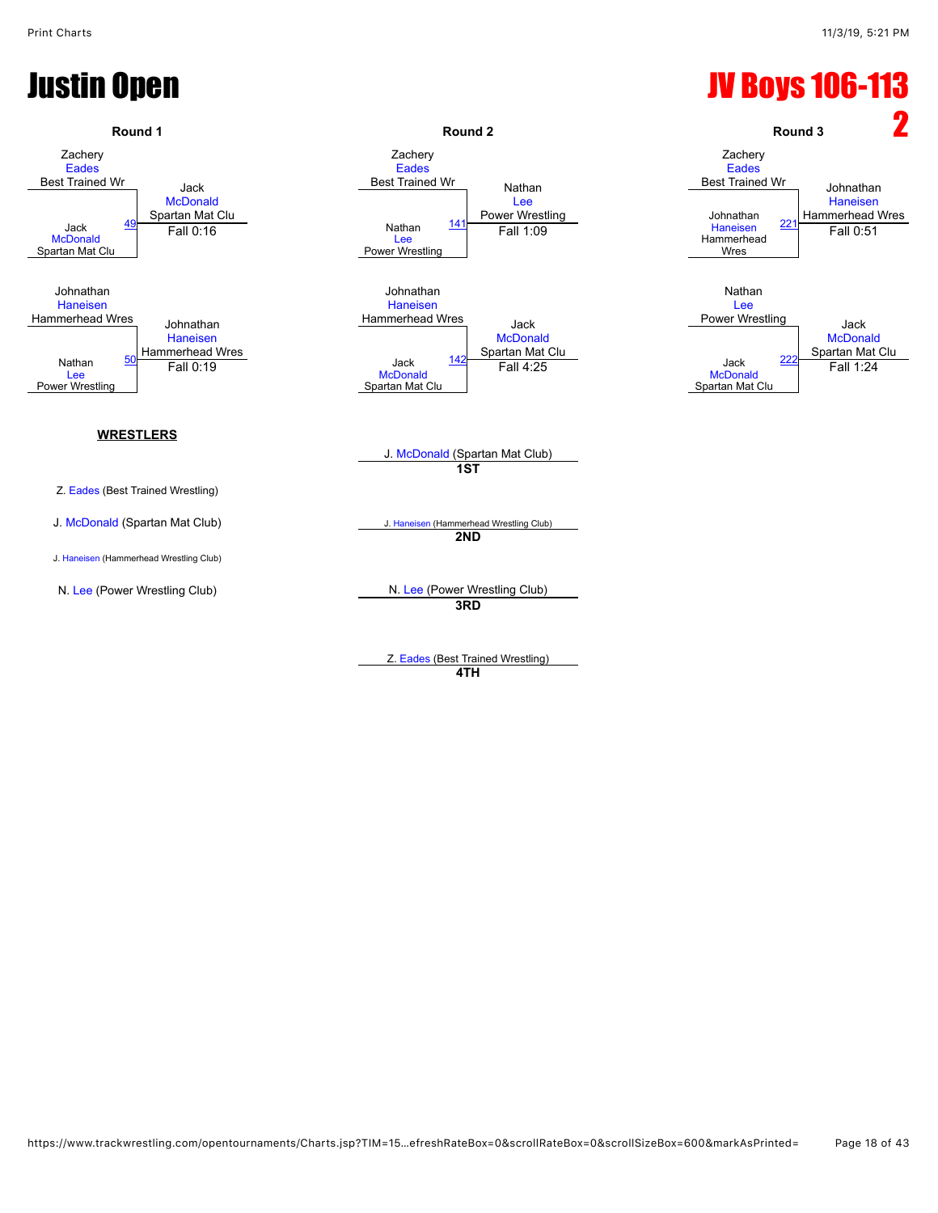# Justin Open

# JV Boys 106-113 2

## Round 1

| Bout | Wrestler 1 | Wrestler 2 | Winner | Result |
|---|---|---|---|---|
| 49 | Zachery Eades (Best Trained Wr) | Jack McDonald (Spartan Mat Clu) | Jack McDonald (Spartan Mat Clu) | Fall 0:16 |
| 50 | Johnathan Haneisen (Hammerhead Wres) | Nathan Lee (Power Wrestling) | Johnathan Haneisen (Hammerhead Wres) | Fall 0:19 |

## Round 2

| Bout | Wrestler 1 | Wrestler 2 | Winner | Result |
|---|---|---|---|---|
| 141 | Zachery Eades (Best Trained Wr) | Nathan Lee (Power Wrestling) | Nathan Lee (Power Wrestling) | Fall 1:09 |
| 142 | Johnathan Haneisen (Hammerhead Wres) | Jack McDonald (Spartan Mat Clu) | Jack McDonald (Spartan Mat Clu) | Fall 4:25 |

## Round 3

| Bout | Wrestler 1 | Wrestler 2 | Winner | Result |
|---|---|---|---|---|
| 221 | Zachery Eades (Best Trained Wr) | Johnathan Haneisen (Hammerhead Wres) | Johnathan Haneisen (Hammerhead Wres) | Fall 0:51 |
| 222 | Nathan Lee (Power Wrestling) | Jack McDonald (Spartan Mat Clu) | Jack McDonald (Spartan Mat Clu) | Fall 1:24 |

**WRESTLERS**

- Z. Eades (Best Trained Wrestling)
- J. McDonald (Spartan Mat Club)
- J. Haneisen (Hammerhead Wrestling Club)
- N. Lee (Power Wrestling Club)

**Placings**

- **1ST**: J. McDonald (Spartan Mat Club)
- **2ND**: J. Haneisen (Hammerhead Wrestling Club)
- **3RD**: N. Lee (Power Wrestling Club)
- **4TH**: Z. Eades (Best Trained Wrestling)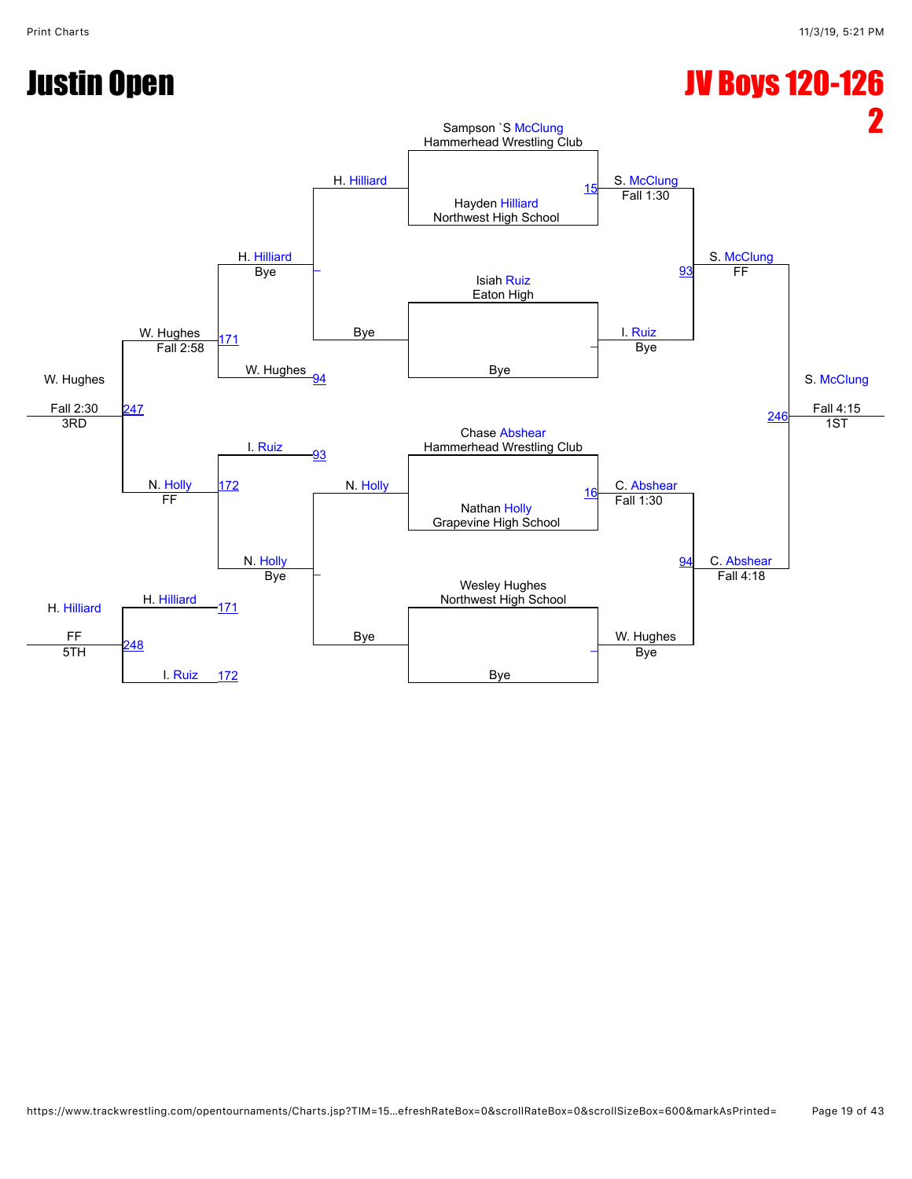# Justin Open

## JV Boys 120-126 2

### Championship Bracket

**Round 1**

- Match 15: Sampson `S McClung (Hammerhead Wrestling Club) vs. Hayden Hilliard (Northwest High School) — S. McClung, Fall 1:30
- Isiah Ruiz (Eaton High) vs. Bye — I. Ruiz, Bye
- Match 16: Chase Abshear (Hammerhead Wrestling Club) vs. Nathan Holly (Grapevine High School) — C. Abshear, Fall 1:30
- Wesley Hughes (Northwest High School) vs. Bye — W. Hughes, Bye

**Semifinals**

- Match 93: S. McClung vs. I. Ruiz — S. McClung, FF
- Match 94: C. Abshear vs. W. Hughes — C. Abshear, Fall 4:18

**Final**

- Match 246: S. McClung vs. C. Abshear — S. McClung, Fall 4:15 — 1ST

### Consolation Bracket

- H. Hilliard vs. Bye — H. Hilliard, Bye
- N. Holly vs. Bye — N. Holly, Bye
- Match 171: H. Hilliard vs. W. Hughes (94) — W. Hughes, Fall 2:58
- Match 172: I. Ruiz (93) vs. N. Holly — N. Holly, FF
- Match 247: W. Hughes vs. N. Holly — W. Hughes, Fall 2:30 — 3RD
- Match 248: H. Hilliard (171) vs. I. Ruiz (172) — H. Hilliard, FF — 5TH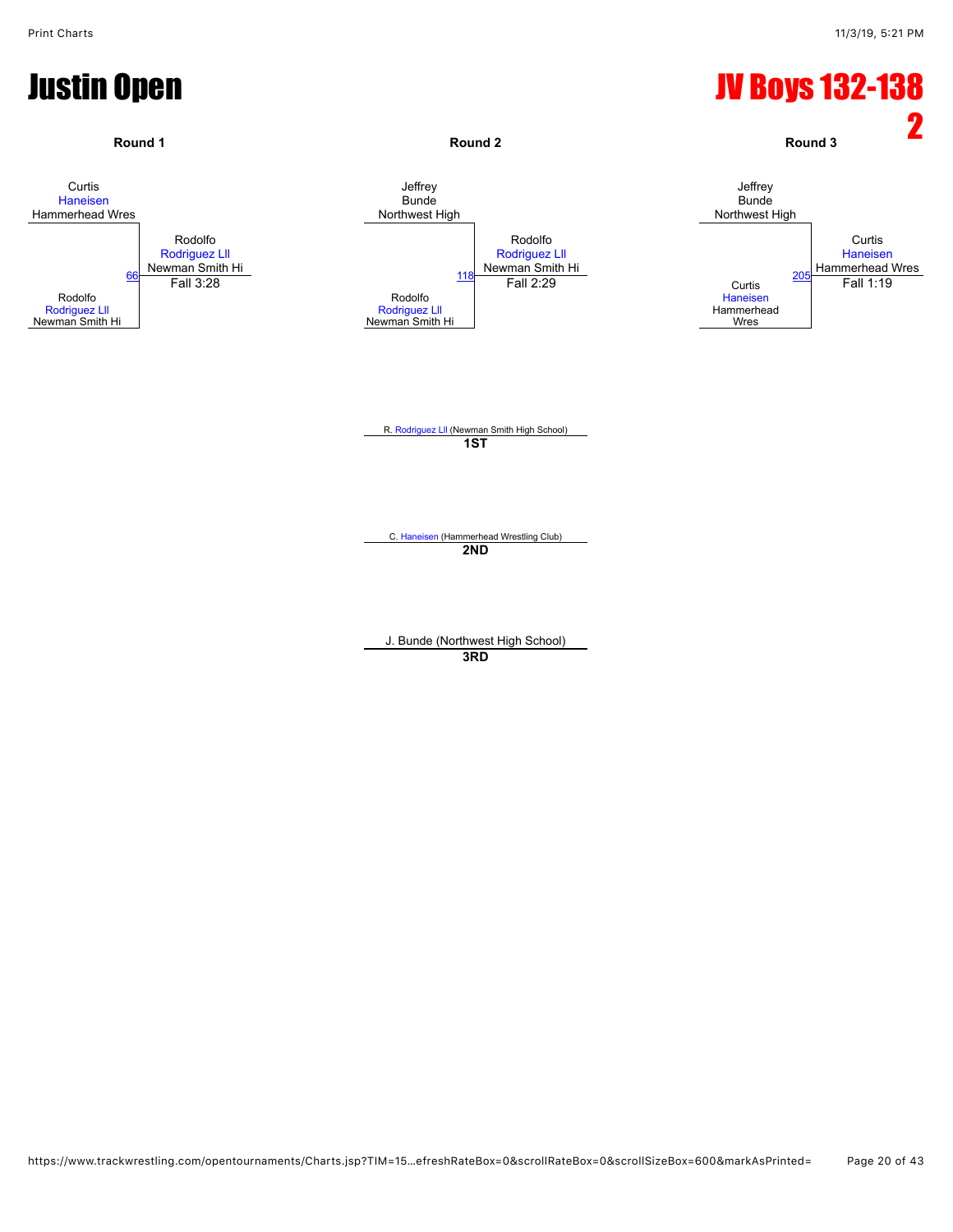# Justin Open

# JV Boys 132-138 2

### Round 1

Curtis Haneisen
Hammerhead Wres

Rodolfo Rodriguez LlI
Newman Smith Hi

66

Rodolfo Rodriguez LlI
Newman Smith Hi
Fall 3:28

### Round 2

Jeffrey Bunde
Northwest High

Rodolfo Rodriguez LlI
Newman Smith Hi

118

Rodolfo Rodriguez LlI
Newman Smith Hi
Fall 2:29

### Round 3

Jeffrey Bunde
Northwest High

Curtis Haneisen
Hammerhead Wres

205

Curtis Haneisen
Hammerhead Wres
Fall 1:19

R. Rodriguez LlI (Newman Smith High School)
**1ST**

C. Haneisen (Hammerhead Wrestling Club)
**2ND**

J. Bunde (Northwest High School)
**3RD**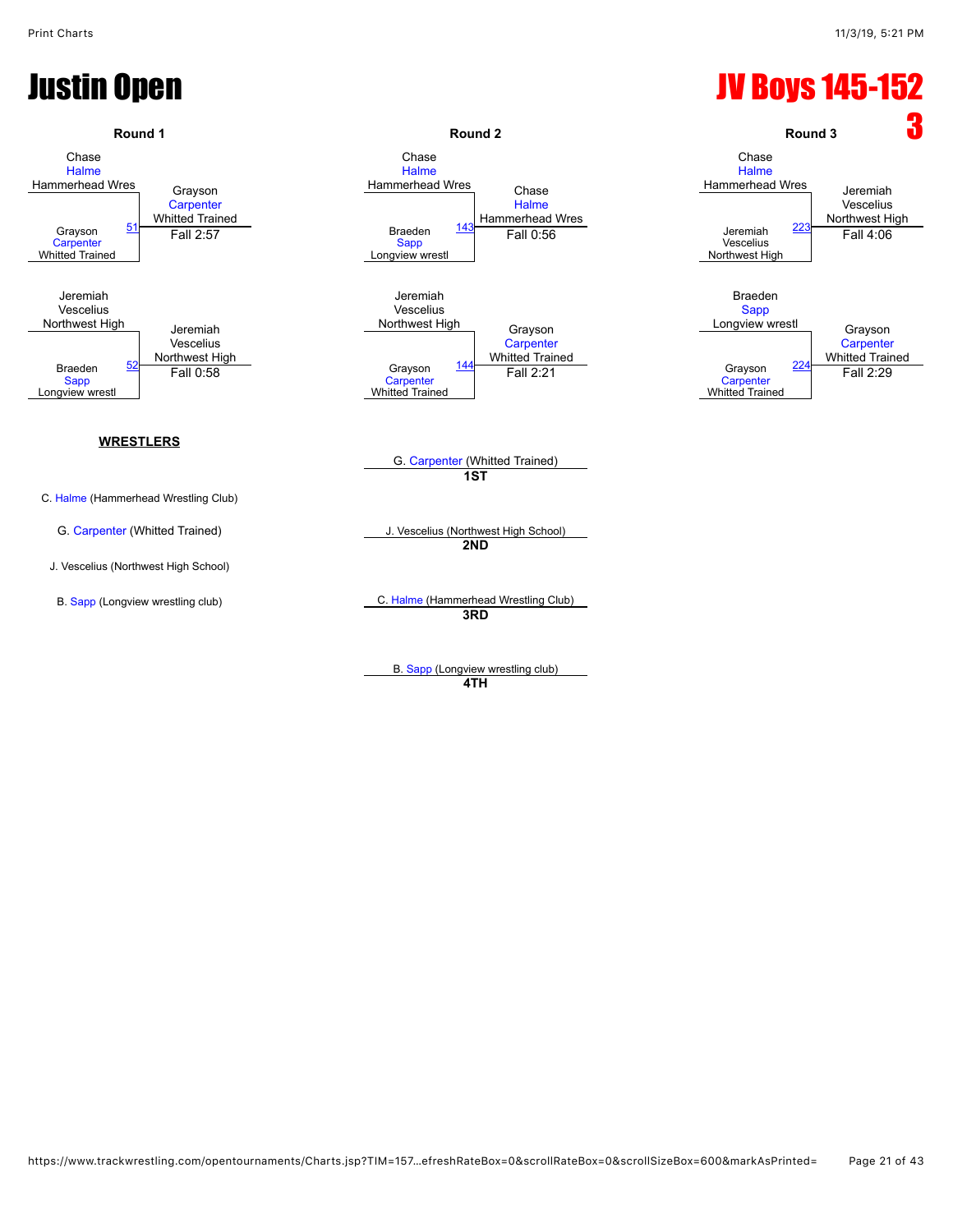# Justin Open

# JV Boys 145-152 3

## Round 1

| Wrestler 1 | Bout | Wrestler 2 | Winner | Result |
|---|---|---|---|---|
| Chase Halme (Hammerhead Wres) | 51 | Grayson Carpenter (Whitted Trained) | Grayson Carpenter (Whitted Trained) | Fall 2:57 |
| Jeremiah Vescelius (Northwest High) | 52 | Braeden Sapp (Longview wrestl) | Jeremiah Vescelius (Northwest High) | Fall 0:58 |

## Round 2

| Wrestler 1 | Bout | Wrestler 2 | Winner | Result |
|---|---|---|---|---|
| Chase Halme (Hammerhead Wres) | 143 | Braeden Sapp (Longview wrestl) | Chase Halme (Hammerhead Wres) | Fall 0:56 |
| Jeremiah Vescelius (Northwest High) | 144 | Grayson Carpenter (Whitted Trained) | Grayson Carpenter (Whitted Trained) | Fall 2:21 |

## Round 3

| Wrestler 1 | Bout | Wrestler 2 | Winner | Result |
|---|---|---|---|---|
| Chase Halme (Hammerhead Wres) | 223 | Jeremiah Vescelius (Northwest High) | Jeremiah Vescelius (Northwest High) | Fall 4:06 |
| Braeden Sapp (Longview wrestl) | 224 | Grayson Carpenter (Whitted Trained) | Grayson Carpenter (Whitted Trained) | Fall 2:29 |

## WRESTLERS

- C. Halme (Hammerhead Wrestling Club)
- G. Carpenter (Whitted Trained)
- J. Vescelius (Northwest High School)
- B. Sapp (Longview wrestling club)

## Placements

- **1ST**: G. Carpenter (Whitted Trained)
- **2ND**: J. Vescelius (Northwest High School)
- **3RD**: C. Halme (Hammerhead Wrestling Club)
- **4TH**: B. Sapp (Longview wrestling club)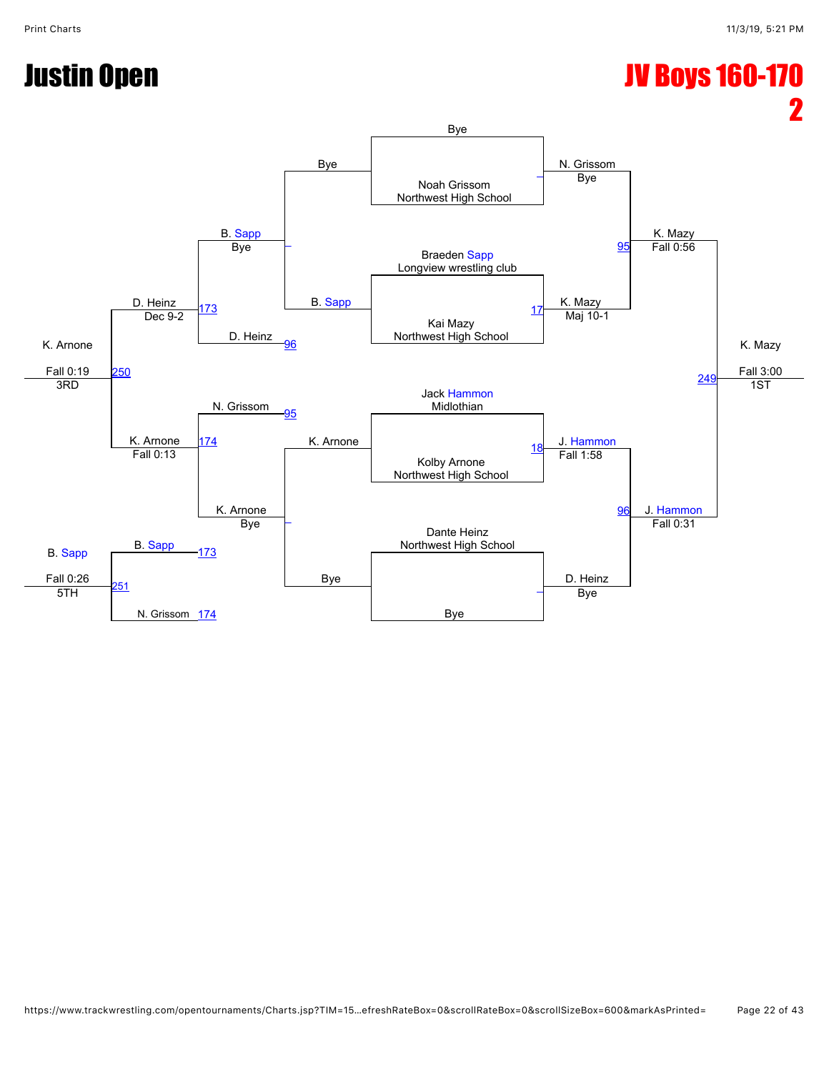# Justin Open

## JV Boys 160-170

## 2

**Championship Bracket**

Round 1 (Pools / first matches):

- Bye vs. Noah Grissom, Northwest High School → N. Grissom (Bye)
- Braeden Sapp, Longview wrestling club vs. Kai Mazy, Northwest High School (17) → K. Mazy (Maj 10-1)
- Jack Hammon, Midlothian vs. Kolby Arnone, Northwest High School (18) → J. Hammon (Fall 1:58)
- Dante Heinz, Northwest High School vs. Bye → D. Heinz (Bye)

Semifinals:

- N. Grissom vs. K. Mazy (95) → K. Mazy (Fall 0:56)
- J. Hammon vs. D. Heinz (96) → J. Hammon (Fall 0:31)

Final:

- K. Mazy vs. J. Hammon (249) → K. Mazy (Fall 3:00) — 1ST

**Consolation Bracket**

- Bye vs. B. Sapp → B. Sapp (Bye)
- K. Arnone vs. Bye → K. Arnone (Bye)
- B. Sapp vs. D. Heinz (173) → D. Heinz (Dec 9-2)
- N. Grissom vs. K. Arnone (174) → K. Arnone (Fall 0:13)
- D. Heinz vs. K. Arnone (250) → K. Arnone (Fall 0:19) — 3RD
- B. Sapp vs. N. Grissom (251) → B. Sapp (Fall 0:26) — 5TH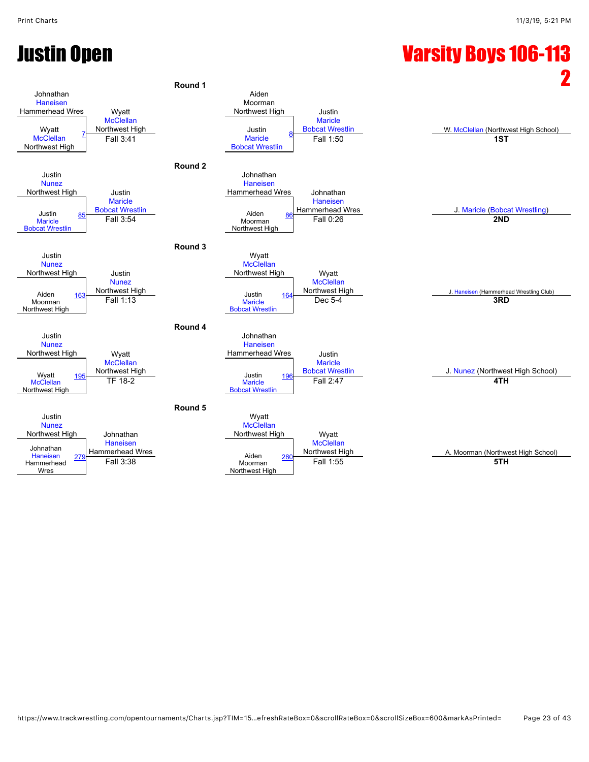# Justin Open

## Varsity Boys 106-113 2

### Round 1

| Wrestler 1 | Wrestler 2 | Bout | Winner | Result |
|---|---|---|---|---|
| Johnathan Haneisen (Hammerhead Wres) | Wyatt McClellan (Northwest High) | 7 | Wyatt McClellan (Northwest High) | Fall 3:41 |
| Aiden Moorman (Northwest High) | Justin Maricle (Bobcat Wrestlin) | 8 | Justin Maricle (Bobcat Wrestlin) | Fall 1:50 |

### Round 2

| Wrestler 1 | Wrestler 2 | Bout | Winner | Result |
|---|---|---|---|---|
| Justin Nunez (Northwest High) | Justin Maricle (Bobcat Wrestlin) | 85 | Justin Maricle (Bobcat Wrestlin) | Fall 3:54 |
| Johnathan Haneisen (Hammerhead Wres) | Aiden Moorman (Northwest High) | 86 | Johnathan Haneisen (Hammerhead Wres) | Fall 0:26 |

### Round 3

| Wrestler 1 | Wrestler 2 | Bout | Winner | Result |
|---|---|---|---|---|
| Justin Nunez (Northwest High) | Aiden Moorman (Northwest High) | 163 | Justin Nunez (Northwest High) | Fall 1:13 |
| Wyatt McClellan (Northwest High) | Justin Maricle (Bobcat Wrestlin) | 164 | Wyatt McClellan (Northwest High) | Dec 5-4 |

### Round 4

| Wrestler 1 | Wrestler 2 | Bout | Winner | Result |
|---|---|---|---|---|
| Justin Nunez (Northwest High) | Wyatt McClellan (Northwest High) | 195 | Wyatt McClellan (Northwest High) | TF 18-2 |
| Johnathan Haneisen (Hammerhead Wres) | Justin Maricle (Bobcat Wrestlin) | 196 | Justin Maricle (Bobcat Wrestlin) | Fall 2:47 |

### Round 5

| Wrestler 1 | Wrestler 2 | Bout | Winner | Result |
|---|---|---|---|---|
| Justin Nunez (Northwest High) | Johnathan Haneisen (Hammerhead Wres) | 279 | Johnathan Haneisen (Hammerhead Wres) | Fall 3:38 |
| Wyatt McClellan (Northwest High) | Aiden Moorman (Northwest High) | 280 | Wyatt McClellan (Northwest High) | Fall 1:55 |

### Placements

| Place | Wrestler |
|---|---|
| 1ST | W. McClellan (Northwest High School) |
| 2ND | J. Maricle (Bobcat Wrestling) |
| 3RD | J. Haneisen (Hammerhead Wrestling Club) |
| 4TH | J. Nunez (Northwest High School) |
| 5TH | A. Moorman (Northwest High School) |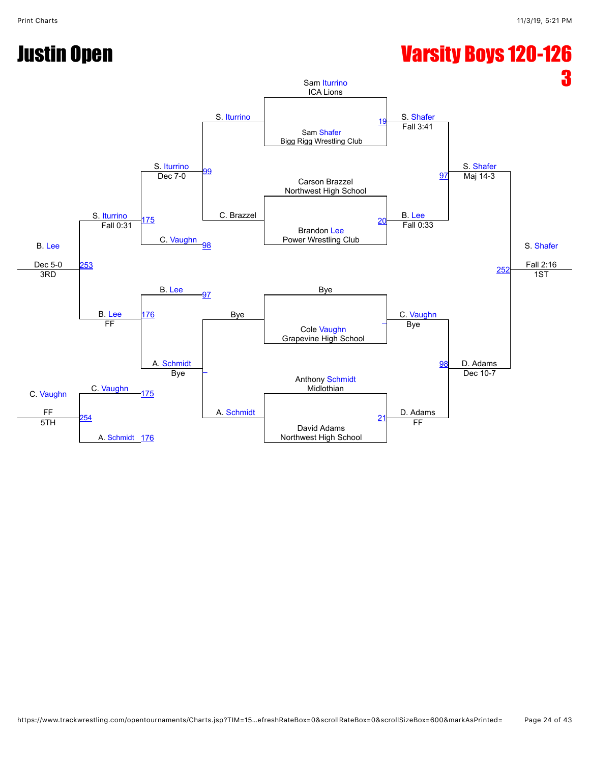# Justin Open

# Varsity Boys 120-126 3

**Championship Bracket**

Round 1:

- Sam Iturrino (ICA Lions) vs Sam Shafer (Bigg Rigg Wrestling Club) — Match 19: S. Shafer, Fall 3:41
- Carson Brazzel (Northwest High School) vs Brandon Lee (Power Wrestling Club) — Match 20: B. Lee, Fall 0:33
- Bye vs Cole Vaughn (Grapevine High School) — C. Vaughn, Bye
- Anthony Schmidt (Midlothian) vs David Adams (Northwest High School) — Match 21: D. Adams, FF

Round 2:

- S. Shafer vs B. Lee — Match 97: S. Shafer, Maj 14-3
- C. Vaughn vs D. Adams — Match 98: D. Adams, Dec 10-7

Final:

- S. Shafer vs D. Adams — Match 252: S. Shafer, Fall 2:16 — 1ST

**Consolation Bracket**

- S. Iturrino vs C. Brazzel — Match 99: S. Iturrino, Dec 7-0
- Bye vs A. Schmidt — A. Schmidt, Bye
- S. Iturrino vs C. Vaughn (98) — Match 175: S. Iturrino, Fall 0:31
- B. Lee (97) vs A. Schmidt — Match 176: B. Lee, FF
- S. Iturrino vs B. Lee — Match 253: B. Lee, Dec 5-0 — 3RD
- C. Vaughn (175) vs A. Schmidt (176) — Match 254: C. Vaughn, FF — 5TH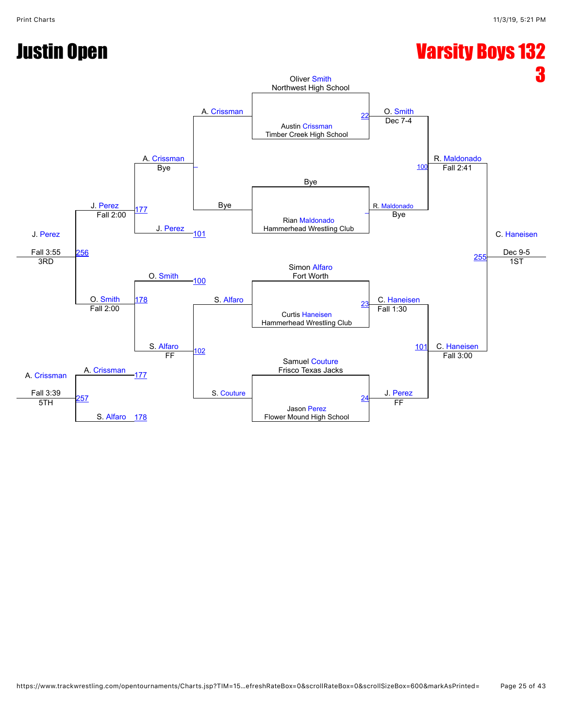# Justin Open

# Varsity Boys 132

## 3

### Championship Bracket

**Match 22:** Oliver Smith (Northwest High School) vs. Austin Crissman (Timber Creek High School) — O. Smith, Dec 7-4

**Match –:** Bye vs. Rian Maldonado (Hammerhead Wrestling Club) — R. Maldonado, Bye

**Match 23:** Simon Alfaro (Fort Worth) vs. Curtis Haneisen (Hammerhead Wrestling Club) — C. Haneisen, Fall 1:30

**Match 24:** Samuel Couture (Frisco Texas Jacks) vs. Jason Perez (Flower Mound High School) — J. Perez, FF

**Match 100:** O. Smith vs. R. Maldonado — R. Maldonado, Fall 2:41

**Match 101:** C. Haneisen vs. J. Perez — C. Haneisen, Fall 3:00

**Match 255:** R. Maldonado vs. C. Haneisen — C. Haneisen, Dec 9-5, 1ST

### Consolation Bracket

**Match –:** A. Crissman vs. Bye — A. Crissman, Bye

**Match 102:** S. Alfaro vs. S. Couture — S. Alfaro, FF

**Match 177:** A. Crissman vs. J. Perez (101) — J. Perez, Fall 2:00

**Match 178:** O. Smith (100) vs. S. Alfaro — O. Smith, Fall 2:00

**Match 256:** J. Perez vs. O. Smith — J. Perez, Fall 3:55, 3RD

**Match 257:** A. Crissman (177) vs. S. Alfaro (178) — A. Crissman, Fall 3:39, 5TH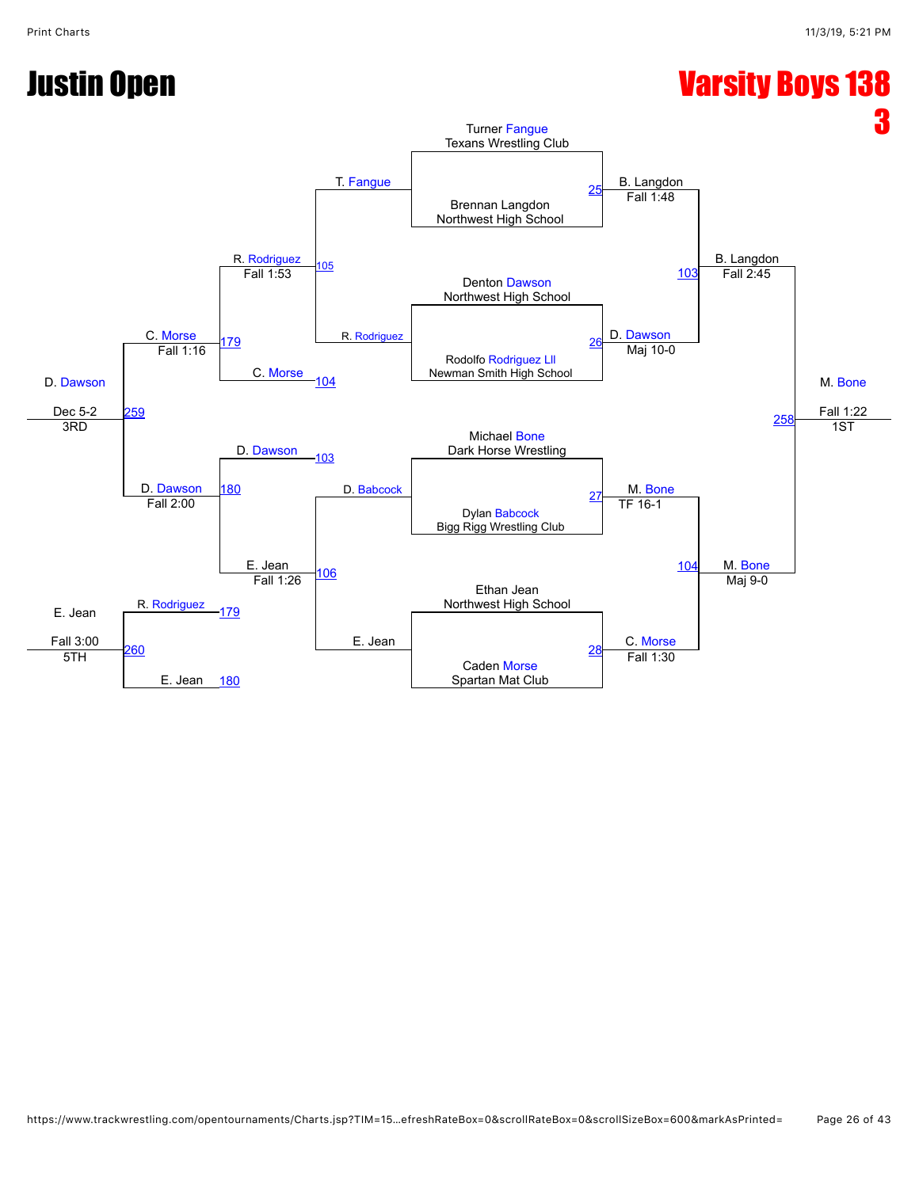# Justin Open

# Varsity Boys 138

**3**

## Championship Bracket

| Match | Wrestler 1 | Wrestler 2 | Winner | Result |
| --- | --- | --- | --- | --- |
| 25 | Turner Fangue, Texans Wrestling Club | Brennan Langdon, Northwest High School | B. Langdon | Fall 1:48 |
| 26 | Denton Dawson, Northwest High School | Rodolfo Rodriguez Lll, Newman Smith High School | D. Dawson | Maj 10-0 |
| 27 | Michael Bone, Dark Horse Wrestling | Dylan Babcock, Bigg Rigg Wrestling Club | M. Bone | TF 16-1 |
| 28 | Ethan Jean, Northwest High School | Caden Morse, Spartan Mat Club | C. Morse | Fall 1:30 |
| 103 | B. Langdon | D. Dawson | B. Langdon | Fall 2:45 |
| 104 | M. Bone | C. Morse | M. Bone | Maj 9-0 |
| 258 | B. Langdon | M. Bone | M. Bone (1ST) | Fall 1:22 |

## Consolation Bracket

| Match | Wrestler 1 | Wrestler 2 | Winner | Result |
| --- | --- | --- | --- | --- |
| 105 | T. Fangue | R. Rodriguez | R. Rodriguez | Fall 1:53 |
| 106 | D. Babcock | E. Jean | E. Jean | Fall 1:26 |
| 179 | R. Rodriguez | C. Morse (104) | C. Morse | Fall 1:16 |
| 180 | D. Dawson (103) | E. Jean | D. Dawson | Fall 2:00 |
| 259 | C. Morse | D. Dawson | D. Dawson (3RD) | Dec 5-2 |
| 260 | R. Rodriguez (179) | E. Jean (180) | E. Jean (5TH) | Fall 3:00 |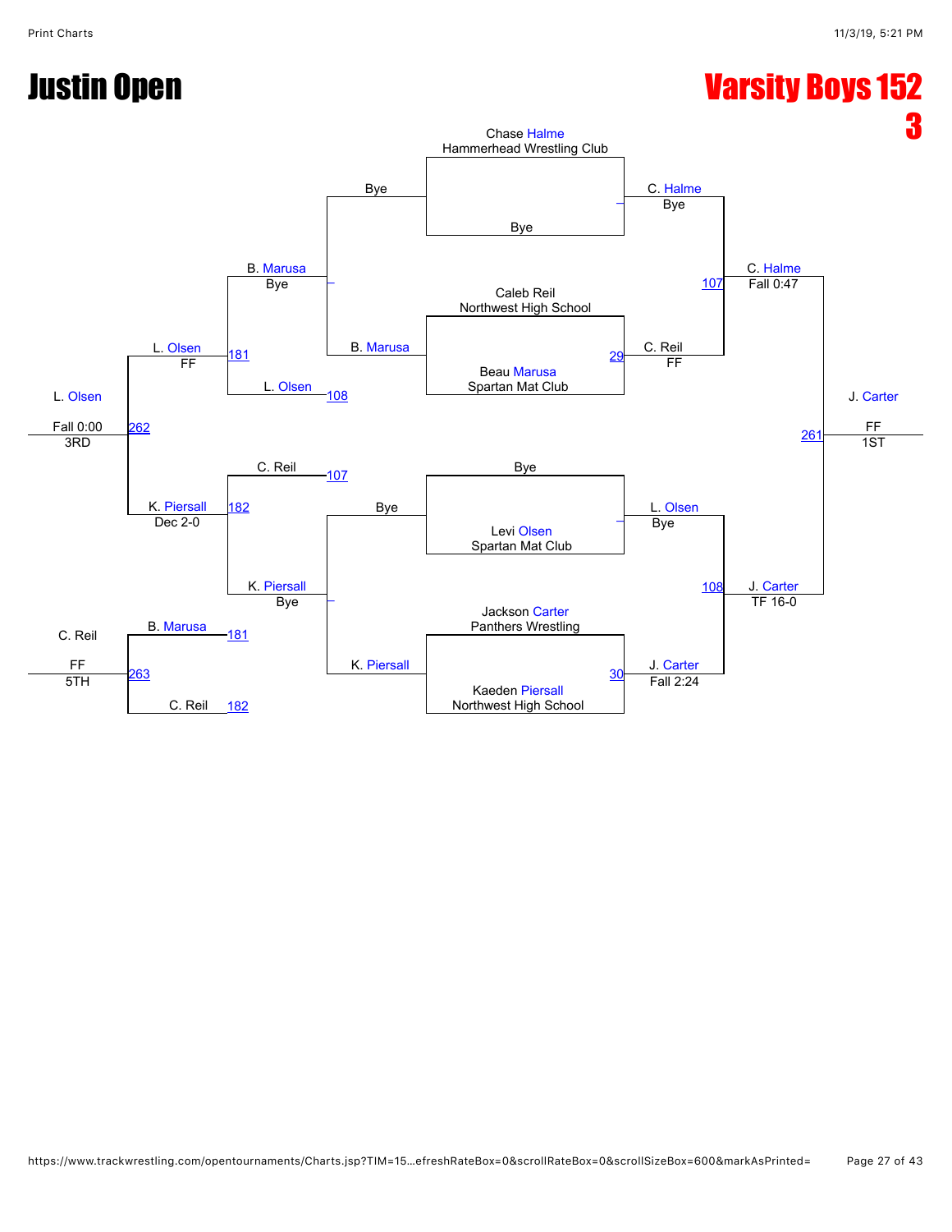# Justin Open

# Varsity Boys 152

**3**

## Championship Bracket

**First round**

- Chase Halme (Hammerhead Wrestling Club) vs. Bye — C. Halme, Bye
- Caleb Reil (Northwest High School) vs. Beau Marusa (Spartan Mat Club) — Match 29 — C. Reil, FF
- Bye vs. Levi Olsen (Spartan Mat Club) — L. Olsen, Bye
- Jackson Carter (Panthers Wrestling) vs. Kaeden Piersall (Northwest High School) — Match 30 — J. Carter, Fall 2:24

**Semifinals**

- Match 107: C. Halme vs. C. Reil — C. Halme, Fall 0:47
- Match 108: L. Olsen vs. J. Carter — J. Carter, TF 16-0

**Final**

- Match 261: C. Halme vs. J. Carter — J. Carter, FF — 1ST

## Consolation Bracket

**First round**

- Bye vs. B. Marusa — B. Marusa
- Bye vs. K. Piersall — K. Piersall

**Consolation round**

- Match 181: B. Marusa, Bye vs. L. Olsen (loser of 108) — L. Olsen, FF
- Match 182: C. Reil (loser of 107) vs. K. Piersall, Bye — K. Piersall, Dec 2-0

**3rd Place**

- Match 262: L. Olsen vs. K. Piersall — L. Olsen, Fall 0:00 — 3RD

**5th Place**

- Match 263: B. Marusa (loser of 181) vs. C. Reil (loser of 182) — C. Reil, FF — 5TH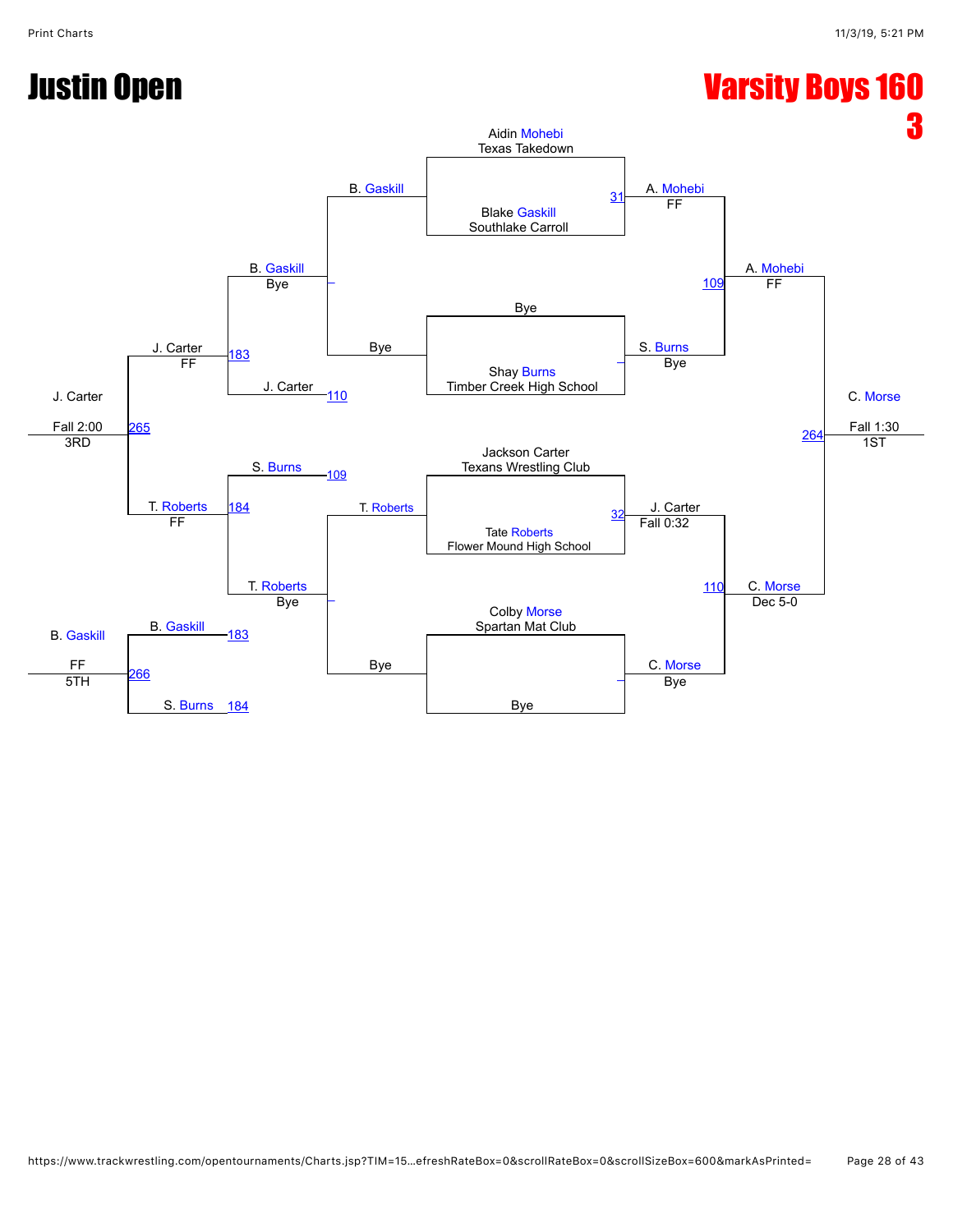# Justin Open

## Varsity Boys 160

### 3

**Championship Bracket**

| Round | Match | Wrestler 1 | Wrestler 2 | Winner | Result |
|---|---|---|---|---|---|
| Quarterfinal | 31 | Aidin Mohebi (Texas Takedown) | Blake Gaskill (Southlake Carroll) | A. Mohebi | FF |
| Quarterfinal | – | Bye | Shay Burns (Timber Creek High School) | S. Burns | Bye |
| Quarterfinal | 32 | Jackson Carter (Texans Wrestling Club) | Tate Roberts (Flower Mound High School) | J. Carter | Fall 0:32 |
| Quarterfinal | – | Colby Morse (Spartan Mat Club) | Bye | C. Morse | Bye |
| Semifinal | 109 | A. Mohebi | S. Burns | A. Mohebi | FF |
| Semifinal | 110 | J. Carter | C. Morse | C. Morse | Dec 5-0 |
| Final | 264 | A. Mohebi | C. Morse | C. Morse | Fall 1:30 (1ST) |

**Consolation Bracket**

| Round | Match | Wrestler 1 | Wrestler 2 | Winner | Result |
|---|---|---|---|---|---|
| Consolation | – | B. Gaskill | Bye | B. Gaskill | Bye |
| Consolation | – | T. Roberts | Bye | T. Roberts | Bye |
| Consolation | 183 | B. Gaskill | J. Carter (110) | J. Carter | FF |
| Consolation | 184 | S. Burns (109) | T. Roberts | T. Roberts | FF |
| 3rd Place | 265 | J. Carter | T. Roberts | J. Carter | Fall 2:00 (3RD) |
| 5th Place | 266 | B. Gaskill (183) | S. Burns (184) | B. Gaskill | FF (5TH) |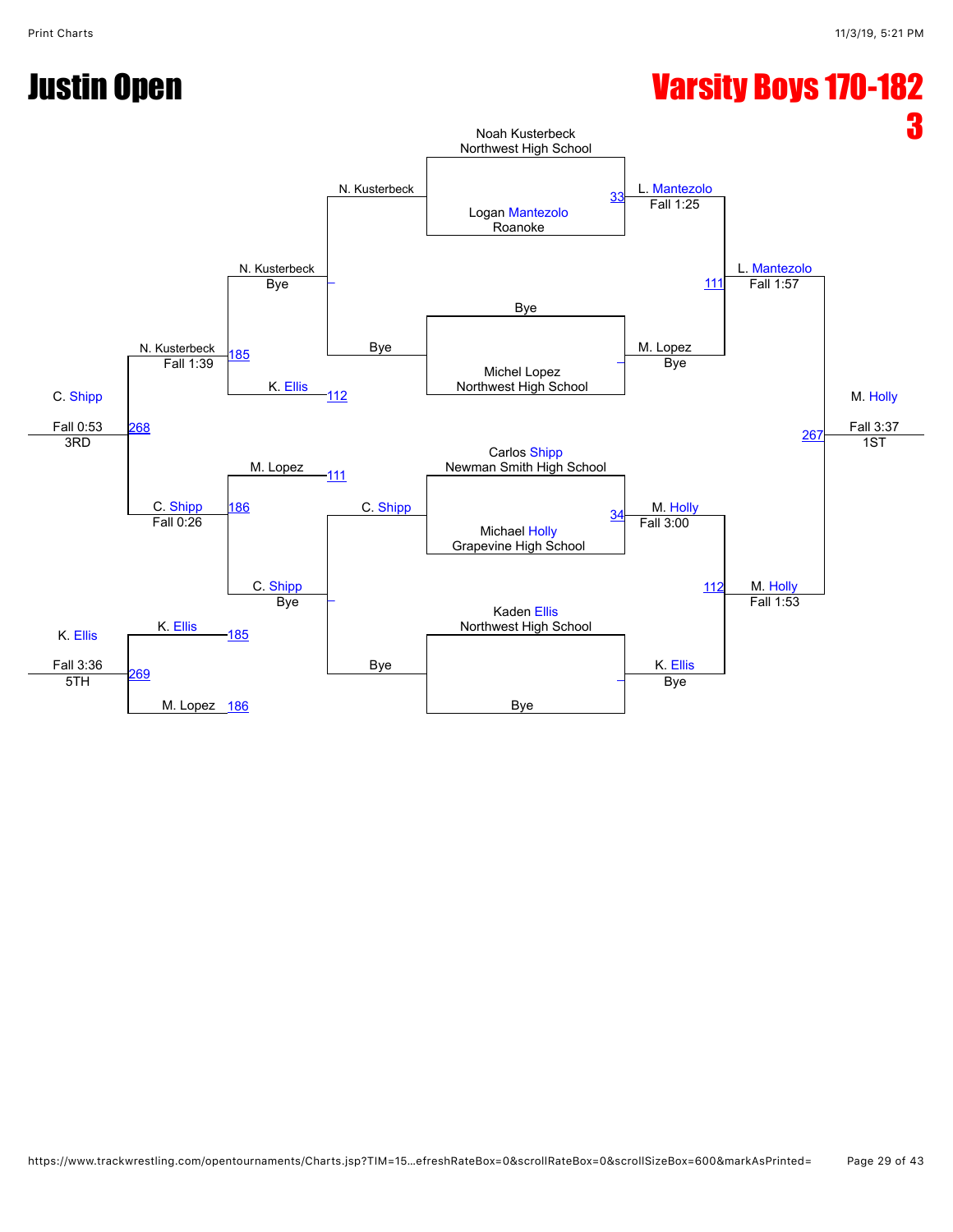# Justin Open

# Varsity Boys 170-182

## 3

### Championship Bracket

**First Round**

- Noah Kusterbeck (Northwest High School) vs. Logan Mantezolo (Roanoke) — Bout 33 — L. Mantezolo, Fall 1:25
- Bye vs. Michel Lopez (Northwest High School) — M. Lopez, Bye
- Carlos Shipp (Newman Smith High School) vs. Michael Holly (Grapevine High School) — Bout 34 — M. Holly, Fall 3:00
- Kaden Ellis (Northwest High School) vs. Bye — K. Ellis, Bye

**Semifinals**

- L. Mantezolo vs. M. Lopez — Bout 111 — L. Mantezolo, Fall 1:57
- M. Holly vs. K. Ellis — Bout 112 — M. Holly, Fall 1:53

**Final**

- L. Mantezolo vs. M. Holly — Bout 267 — M. Holly, Fall 3:37 — 1ST

### Consolation Bracket

**Consolation Round 1**

- N. Kusterbeck vs. Bye — N. Kusterbeck
- C. Shipp vs. Bye — C. Shipp

**Consolation Round 2**

- N. Kusterbeck, Bye vs. K. Ellis (loser of 112) — Bout 185 — N. Kusterbeck, Fall 1:39
- M. Lopez (loser of 111) vs. C. Shipp, Bye — Bout 186 — C. Shipp, Fall 0:26

**3rd Place**

- N. Kusterbeck vs. C. Shipp — Bout 268 — C. Shipp, Fall 0:53 — 3RD

**5th Place**

- K. Ellis (185) vs. M. Lopez (186) — Bout 269 — K. Ellis, Fall 3:36 — 5TH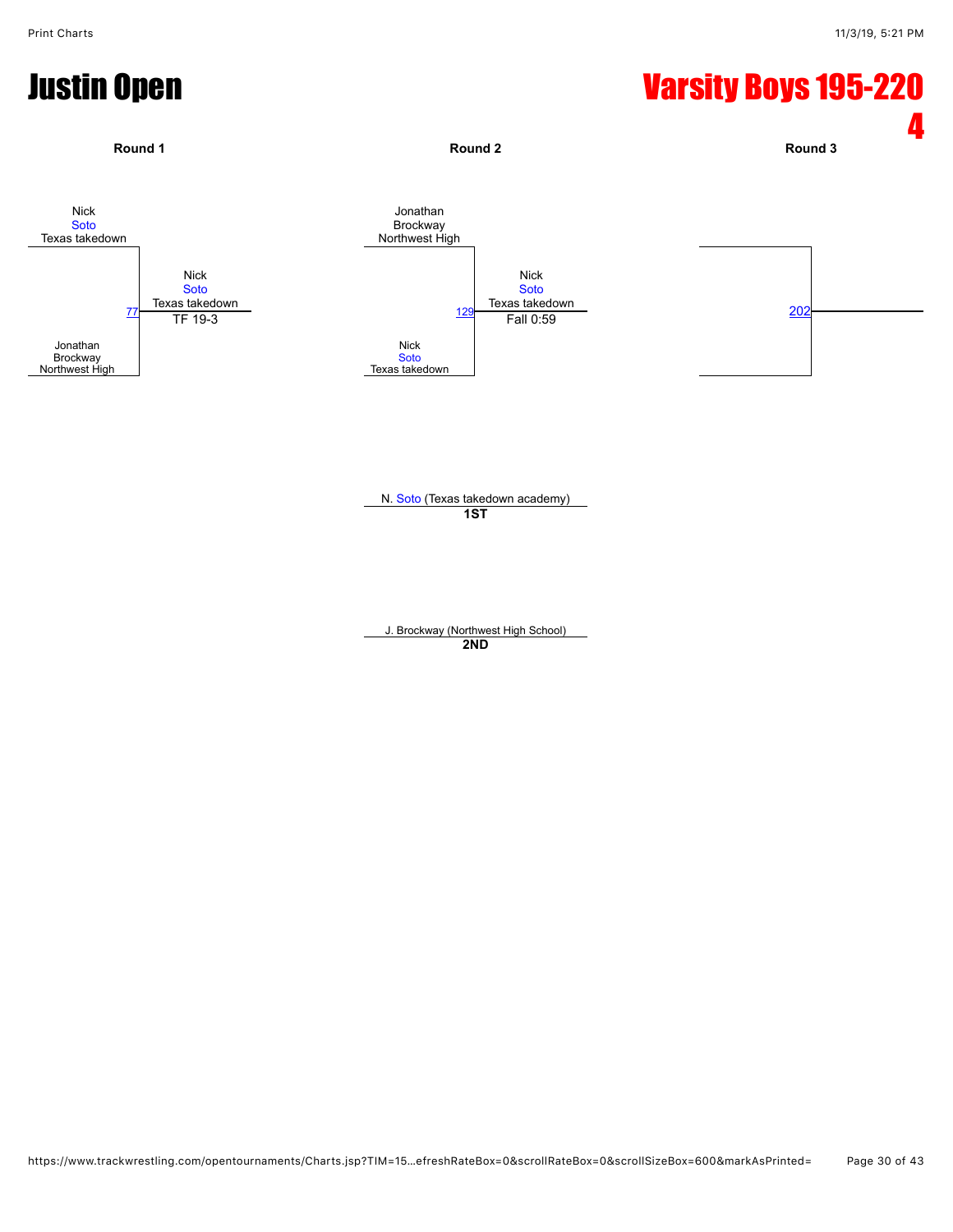# Justin Open

# Varsity Boys 195-220 4

### Round 1

Nick Soto, Texas takedown
vs.
Jonathan Brockway, Northwest High

Match 77 — Winner: Nick Soto, Texas takedown — TF 19-3

### Round 2

Jonathan Brockway, Northwest High
vs.
Nick Soto, Texas takedown

Match 129 — Winner: Nick Soto, Texas takedown — Fall 0:59

### Round 3

Match 202

---

N. Soto (Texas takedown academy)
**1ST**

J. Brockway (Northwest High School)
**2ND**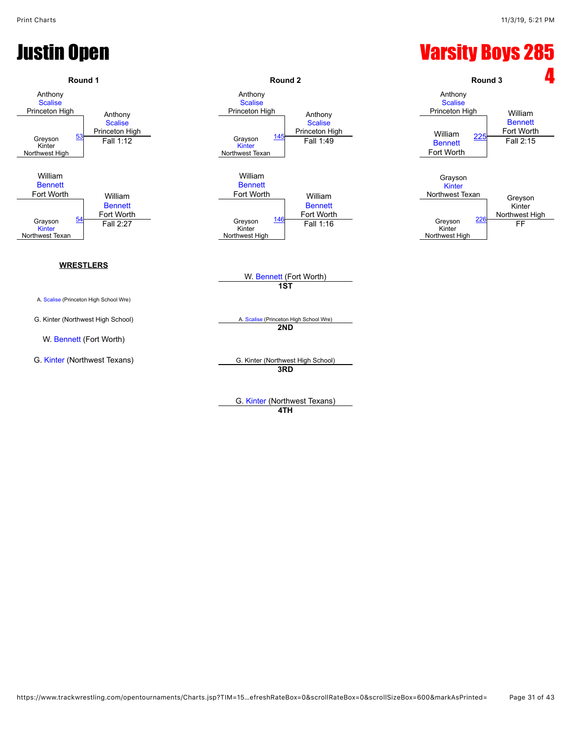# Justin Open

# Varsity Boys 285

# 4

### Round 1

- Anthony Scalise, Princeton High vs. Greyson Kinter, Northwest High — Match 53 — Winner: Anthony Scalise, Princeton High — Fall 1:12
- William Bennett, Fort Worth vs. Grayson Kinter, Northwest Texan — Match 54 — Winner: William Bennett, Fort Worth — Fall 2:27

### Round 2

- Anthony Scalise, Princeton High vs. Grayson Kinter, Northwest Texan — Match 145 — Winner: Anthony Scalise, Princeton High — Fall 1:49
- William Bennett, Fort Worth vs. Greyson Kinter, Northwest High — Match 146 — Winner: William Bennett, Fort Worth — Fall 1:16

### Round 3

- Anthony Scalise, Princeton High vs. William Bennett, Fort Worth — Match 225 — Winner: William Bennett, Fort Worth — Fall 2:15
- Grayson Kinter, Northwest Texan vs. Greyson Kinter, Northwest High — Match 226 — Winner: Greyson Kinter, Northwest High — FF

**WRESTLERS**

A. Scalise (Princeton High School Wre)

G. Kinter (Northwest High School)

W. Bennett (Fort Worth)

G. Kinter (Northwest Texans)

W. Bennett (Fort Worth)
**1ST**

A. Scalise (Princeton High School Wre)
**2ND**

G. Kinter (Northwest High School)
**3RD**

G. Kinter (Northwest Texans)
**4TH**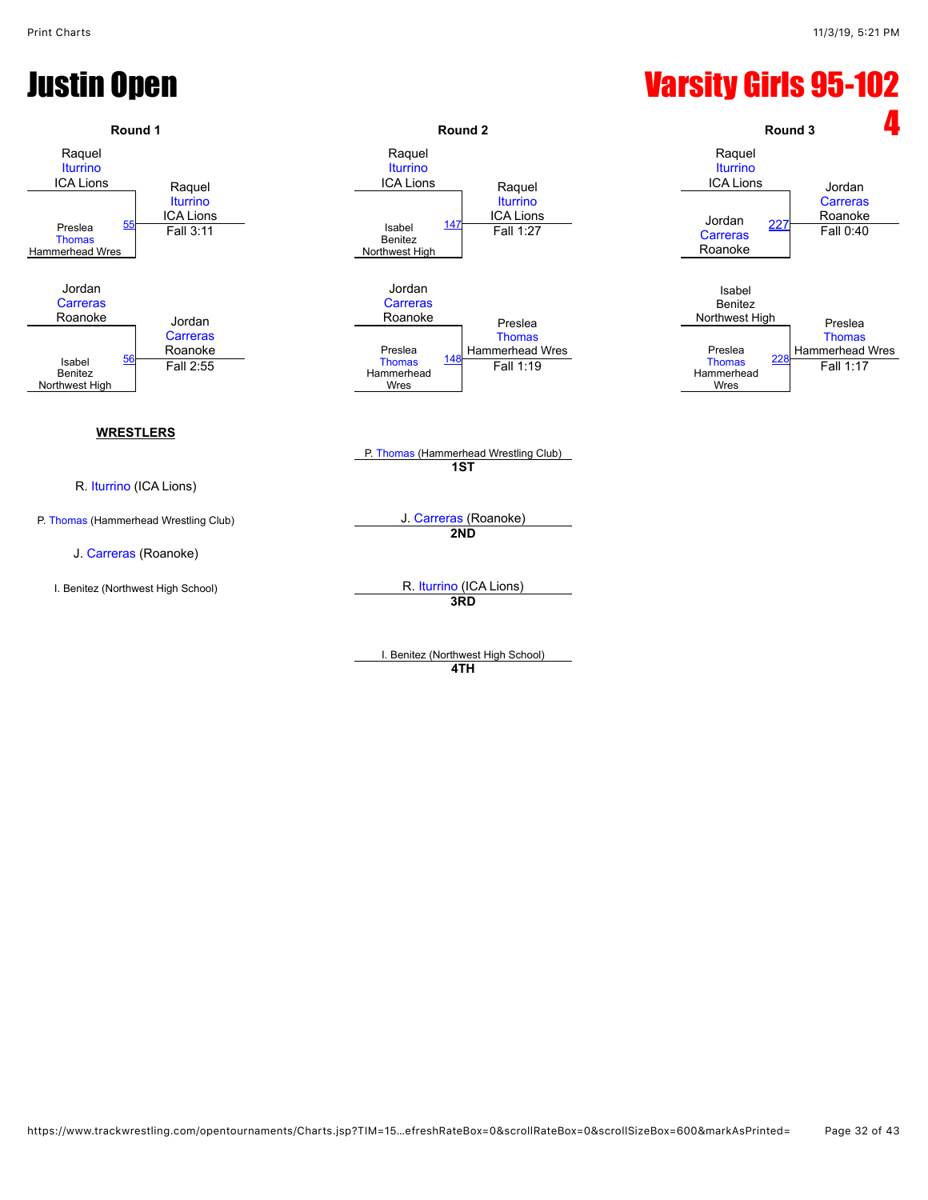# Justin Open

# Varsity Girls 95-102

**4**

## Round 1

| Match | Wrestler 1 | Wrestler 2 | Winner | Result |
|---|---|---|---|---|
| 55 | Raquel Iturrino, ICA Lions | Preslea Thomas, Hammerhead Wres | Raquel Iturrino, ICA Lions | Fall 3:11 |
| 56 | Jordan Carreras, Roanoke | Isabel Benitez, Northwest High | Jordan Carreras, Roanoke | Fall 2:55 |

## Round 2

| Match | Wrestler 1 | Wrestler 2 | Winner | Result |
|---|---|---|---|---|
| 147 | Raquel Iturrino, ICA Lions | Isabel Benitez, Northwest High | Raquel Iturrino, ICA Lions | Fall 1:27 |
| 148 | Jordan Carreras, Roanoke | Preslea Thomas, Hammerhead Wres | Preslea Thomas, Hammerhead Wres | Fall 1:19 |

## Round 3

| Match | Wrestler 1 | Wrestler 2 | Winner | Result |
|---|---|---|---|---|
| 227 | Raquel Iturrino, ICA Lions | Jordan Carreras, Roanoke | Jordan Carreras, Roanoke | Fall 0:40 |
| 228 | Isabel Benitez, Northwest High | Preslea Thomas, Hammerhead Wres | Preslea Thomas, Hammerhead Wres | Fall 1:17 |

## WRESTLERS

- R. Iturrino (ICA Lions)
- P. Thomas (Hammerhead Wrestling Club)
- J. Carreras (Roanoke)
- I. Benitez (Northwest High School)

## Placements

- **1ST**: P. Thomas (Hammerhead Wrestling Club)
- **2ND**: J. Carreras (Roanoke)
- **3RD**: R. Iturrino (ICA Lions)
- **4TH**: I. Benitez (Northwest High School)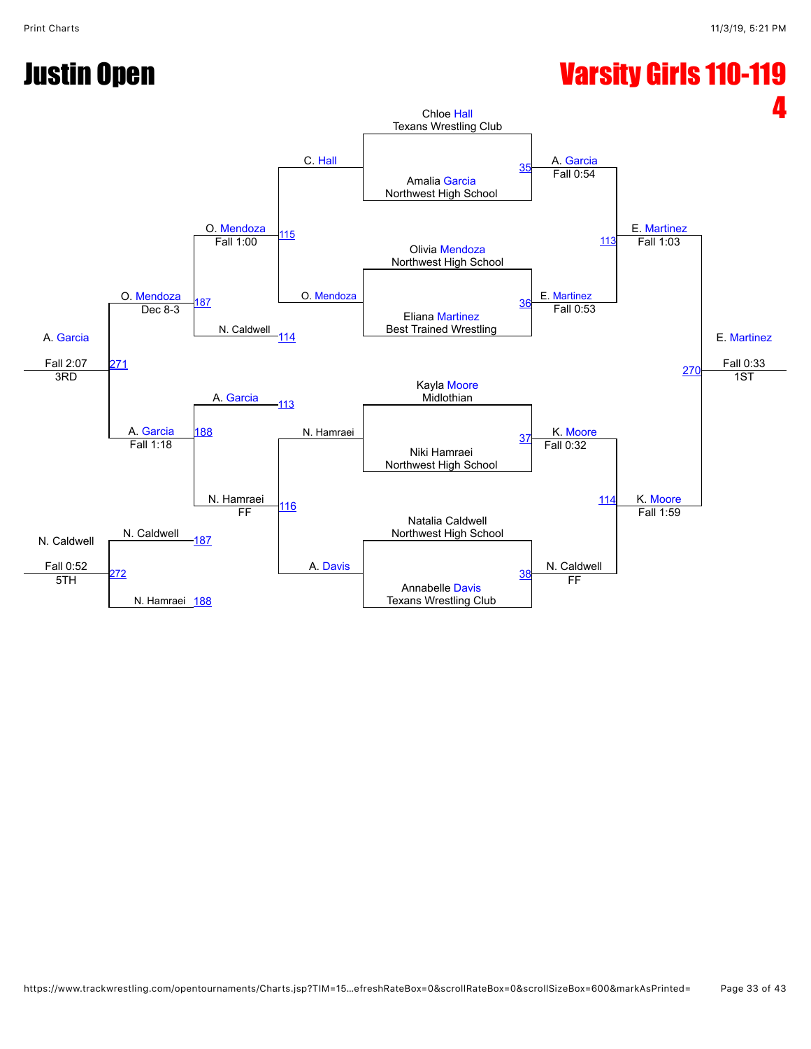# Justin Open

## Varsity Girls 110-119

**4**

### Championship Bracket

| Match | Wrestler 1 | Wrestler 2 | Winner | Result |
|---|---|---|---|---|
| 35 | Chloe Hall (Texans Wrestling Club) | Amalia Garcia (Northwest High School) | A. Garcia | Fall 0:54 |
| 36 | Olivia Mendoza (Northwest High School) | Eliana Martinez (Best Trained Wrestling) | E. Martinez | Fall 0:53 |
| 37 | Kayla Moore (Midlothian) | Niki Hamraei (Northwest High School) | K. Moore | Fall 0:32 |
| 38 | Natalia Caldwell (Northwest High School) | Annabelle Davis (Texans Wrestling Club) | N. Caldwell | FF |
| 113 | A. Garcia | E. Martinez | E. Martinez | Fall 1:03 |
| 114 | K. Moore | N. Caldwell | K. Moore | Fall 1:59 |
| 270 | E. Martinez | K. Moore | E. Martinez | Fall 0:33 (1ST) |

### Consolation Bracket

| Match | Wrestler 1 | Wrestler 2 | Winner | Result |
|---|---|---|---|---|
| 115 | C. Hall | O. Mendoza | O. Mendoza | Fall 1:00 |
| 116 | N. Hamraei | A. Davis | N. Hamraei | FF |
| 187 | O. Mendoza | N. Caldwell | O. Mendoza | Dec 8-3 |
| 188 | A. Garcia | N. Hamraei | A. Garcia | Fall 1:18 |
| 271 | O. Mendoza | A. Garcia | A. Garcia | Fall 2:07 (3RD) |
| 272 | N. Caldwell | N. Hamraei | N. Caldwell | Fall 0:52 (5TH) |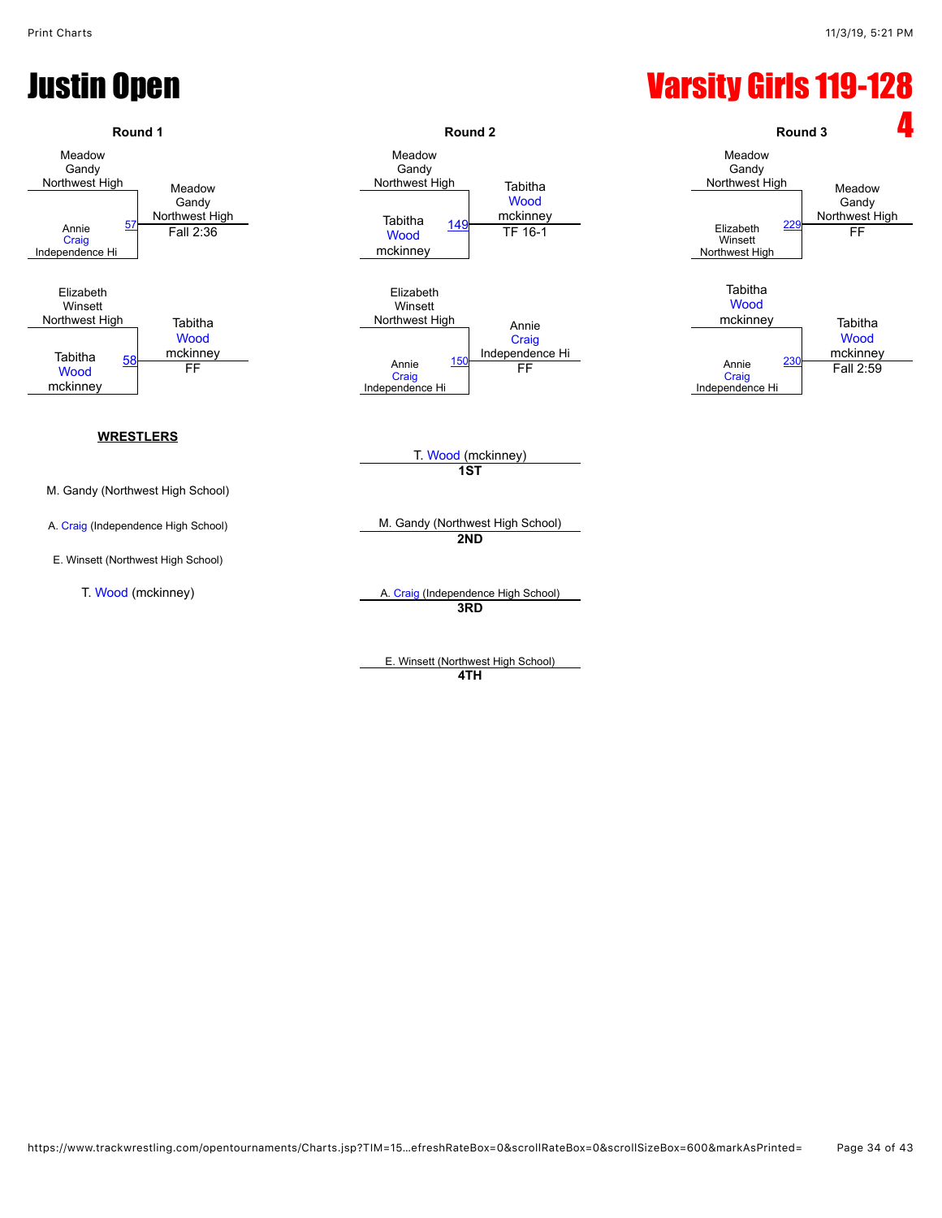# Justin Open

## Varsity Girls 119-128 4

### Round 1

| Wrestler 1 | Wrestler 2 | Bout | Winner | Result |
|---|---|---|---|---|
| Meadow Gandy, Northwest High | Annie Craig, Independence Hi | 57 | Meadow Gandy, Northwest High | Fall 2:36 |
| Elizabeth Winsett, Northwest High | Tabitha Wood, mckinney | 58 | Tabitha Wood, mckinney | FF |

### Round 2

| Wrestler 1 | Wrestler 2 | Bout | Winner | Result |
|---|---|---|---|---|
| Meadow Gandy, Northwest High | Tabitha Wood, mckinney | 149 | Tabitha Wood, mckinney | TF 16-1 |
| Elizabeth Winsett, Northwest High | Annie Craig, Independence Hi | 150 | Annie Craig, Independence Hi | FF |

### Round 3

| Wrestler 1 | Wrestler 2 | Bout | Winner | Result |
|---|---|---|---|---|
| Meadow Gandy, Northwest High | Elizabeth Winsett, Northwest High | 229 | Meadow Gandy, Northwest High | FF |
| Tabitha Wood, mckinney | Annie Craig, Independence Hi | 230 | Tabitha Wood, mckinney | Fall 2:59 |

### WRESTLERS

- M. Gandy (Northwest High School)
- A. Craig (Independence High School)
- E. Winsett (Northwest High School)
- T. Wood (mckinney)

### Placements

- **1ST**: T. Wood (mckinney)
- **2ND**: M. Gandy (Northwest High School)
- **3RD**: A. Craig (Independence High School)
- **4TH**: E. Winsett (Northwest High School)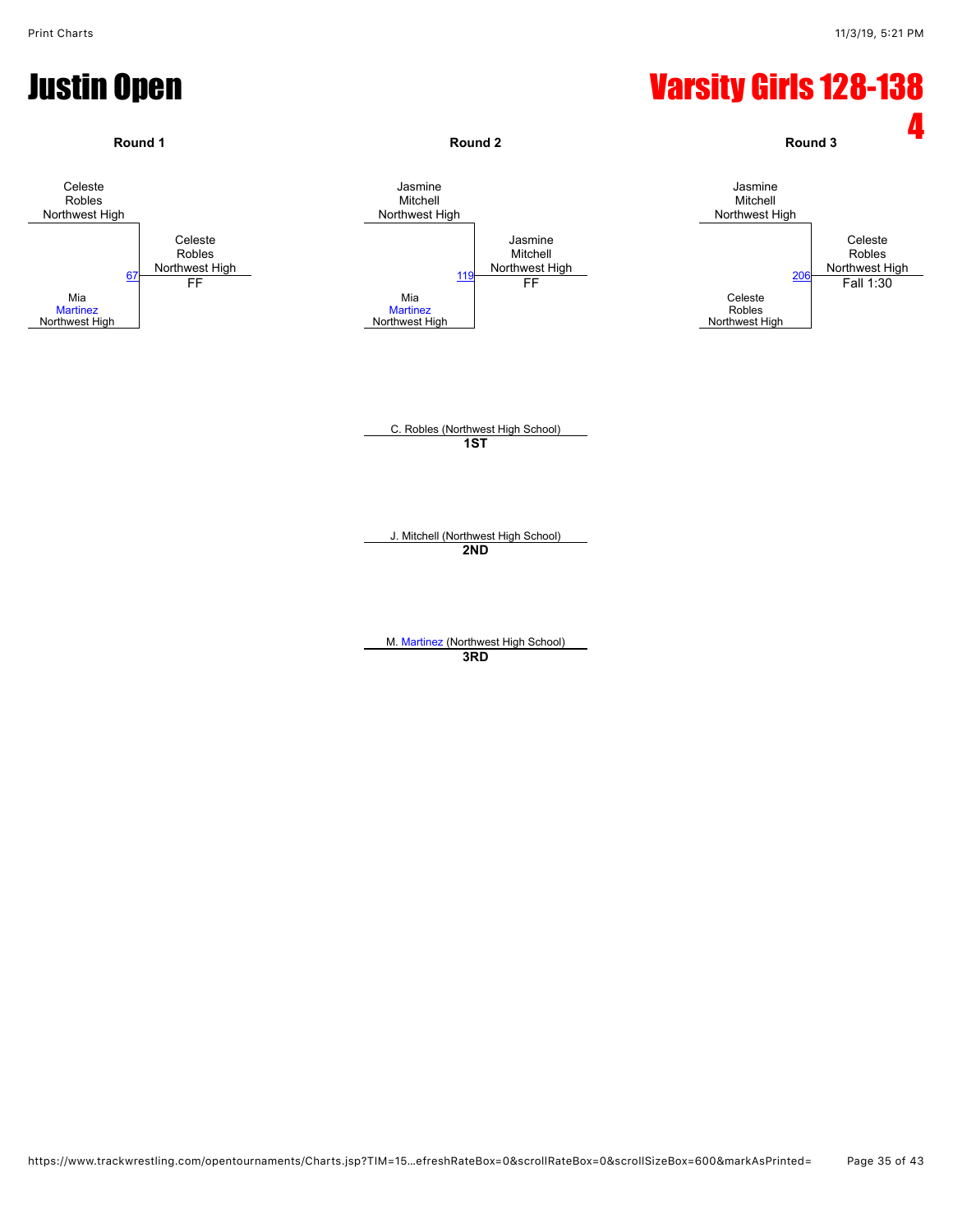# Justin Open

# Varsity Girls 128-138 4

### Round 1

Celeste Robles, Northwest High

vs.

Mia Martinez, Northwest High

Match 67 — Winner: **Celeste Robles, Northwest High** — FF

### Round 2

Jasmine Mitchell, Northwest High

vs.

Mia Martinez, Northwest High

Match 119 — Winner: **Jasmine Mitchell, Northwest High** — FF

### Round 3

Jasmine Mitchell, Northwest High

vs.

Celeste Robles, Northwest High

Match 206 — Winner: **Celeste Robles, Northwest High** — Fall 1:30

### Placings

C. Robles (Northwest High School)
**1ST**

J. Mitchell (Northwest High School)
**2ND**

M. Martinez (Northwest High School)
**3RD**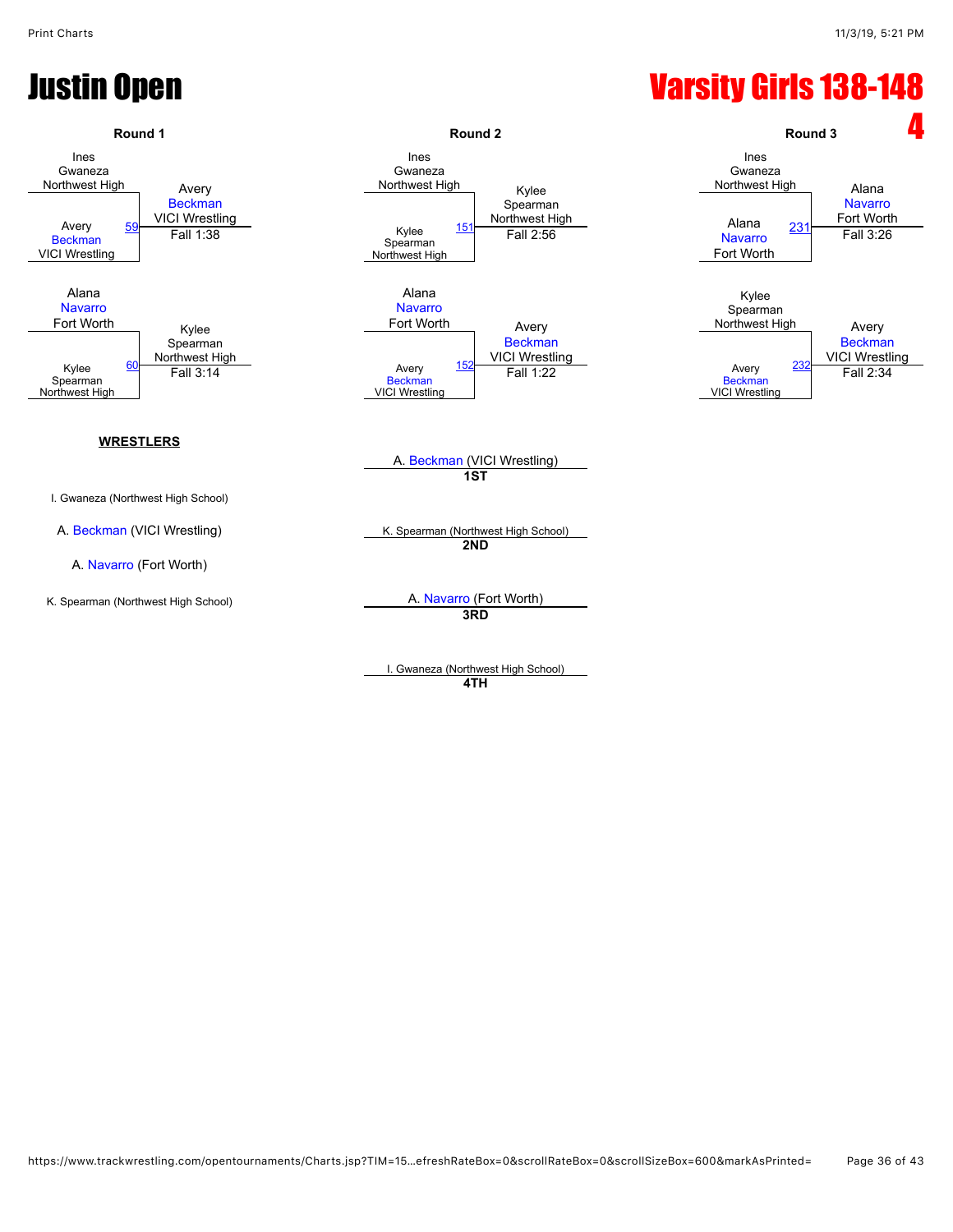# Justin Open

# Varsity Girls 138-148

# 4

## Round 1

| Match | Wrestler 1 | Wrestler 2 | Winner | Result |
|---|---|---|---|---|
| 59 | Ines Gwaneza, Northwest High | Avery Beckman, VICI Wrestling | Avery Beckman, VICI Wrestling | Fall 1:38 |
| 60 | Alana Navarro, Fort Worth | Kylee Spearman, Northwest High | Kylee Spearman, Northwest High | Fall 3:14 |

## Round 2

| Match | Wrestler 1 | Wrestler 2 | Winner | Result |
|---|---|---|---|---|
| 151 | Ines Gwaneza, Northwest High | Kylee Spearman, Northwest High | Kylee Spearman, Northwest High | Fall 2:56 |
| 152 | Alana Navarro, Fort Worth | Avery Beckman, VICI Wrestling | Avery Beckman, VICI Wrestling | Fall 1:22 |

## Round 3

| Match | Wrestler 1 | Wrestler 2 | Winner | Result |
|---|---|---|---|---|
| 231 | Ines Gwaneza, Northwest High | Alana Navarro, Fort Worth | Alana Navarro, Fort Worth | Fall 3:26 |
| 232 | Kylee Spearman, Northwest High | Avery Beckman, VICI Wrestling | Avery Beckman, VICI Wrestling | Fall 2:34 |

## WRESTLERS

- I. Gwaneza (Northwest High School)
- A. Beckman (VICI Wrestling)
- A. Navarro (Fort Worth)
- K. Spearman (Northwest High School)

## Placings

- **1ST**: A. Beckman (VICI Wrestling)
- **2ND**: K. Spearman (Northwest High School)
- **3RD**: A. Navarro (Fort Worth)
- **4TH**: I. Gwaneza (Northwest High School)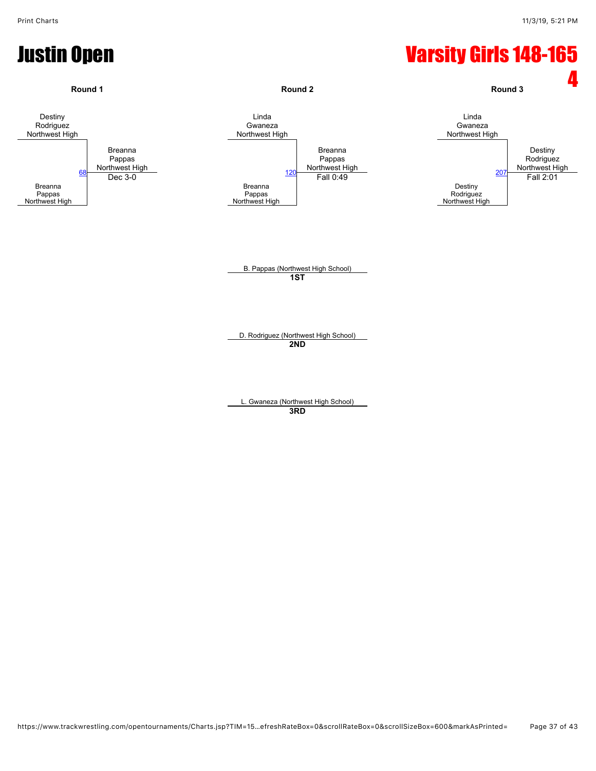# Justin Open

# Varsity Girls 148-165 4

### Round 1

Destiny Rodriguez, Northwest High

vs.

Breanna Pappas, Northwest High

Match 68 — Winner: **Breanna Pappas, Northwest High** — Dec 3-0

### Round 2

Linda Gwaneza, Northwest High

vs.

Breanna Pappas, Northwest High

Match 120 — Winner: **Breanna Pappas, Northwest High** — Fall 0:49

### Round 3

Linda Gwaneza, Northwest High

vs.

Destiny Rodriguez, Northwest High

Match 207 — Winner: **Destiny Rodriguez, Northwest High** — Fall 2:01

---

B. Pappas (Northwest High School)
**1ST**

D. Rodriguez (Northwest High School)
**2ND**

L. Gwaneza (Northwest High School)
**3RD**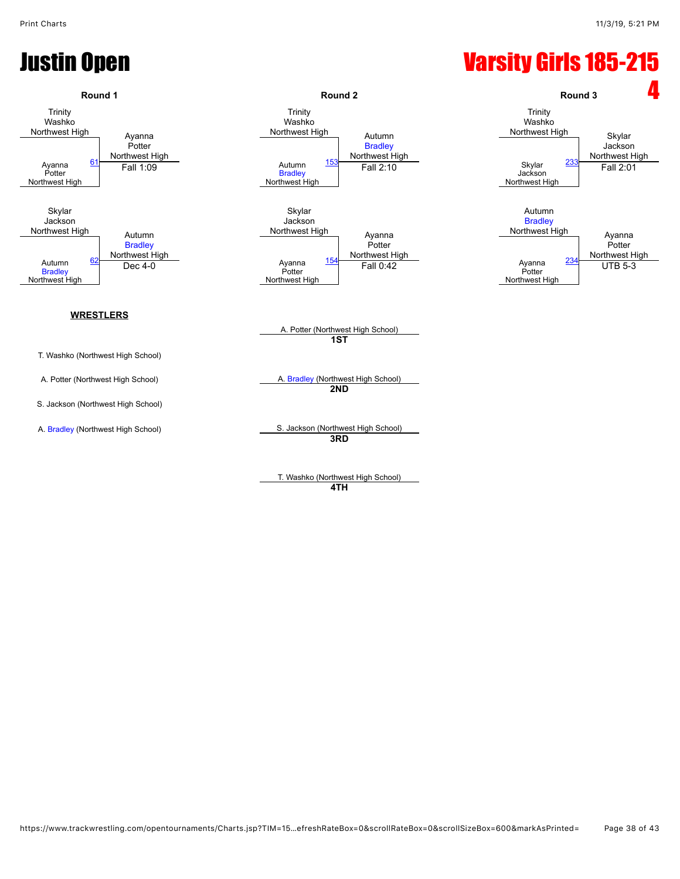# Justin Open

# Varsity Girls 185-215

**4**

## Round 1

Trinity Washko, Northwest High
vs.
Ayanna Potter, Northwest High
Match 61 — Winner: Ayanna Potter, Northwest High — Fall 1:09

Skylar Jackson, Northwest High
vs.
Autumn Bradley, Northwest High
Match 62 — Winner: Autumn Bradley, Northwest High — Dec 4-0

## Round 2

Trinity Washko, Northwest High
vs.
Autumn Bradley, Northwest High
Match 153 — Winner: Autumn Bradley, Northwest High — Fall 2:10

Skylar Jackson, Northwest High
vs.
Ayanna Potter, Northwest High
Match 154 — Winner: Ayanna Potter, Northwest High — Fall 0:42

## Round 3

Trinity Washko, Northwest High
vs.
Skylar Jackson, Northwest High
Match 233 — Winner: Skylar Jackson, Northwest High — Fall 2:01

Autumn Bradley, Northwest High
vs.
Ayanna Potter, Northwest High
Match 234 — Winner: Ayanna Potter, Northwest High — UTB 5-3

## WRESTLERS

T. Washko (Northwest High School)

A. Potter (Northwest High School)

S. Jackson (Northwest High School)

A. Bradley (Northwest High School)

## Placements

**1ST**: A. Potter (Northwest High School)

**2ND**: A. Bradley (Northwest High School)

**3RD**: S. Jackson (Northwest High School)

**4TH**: T. Washko (Northwest High School)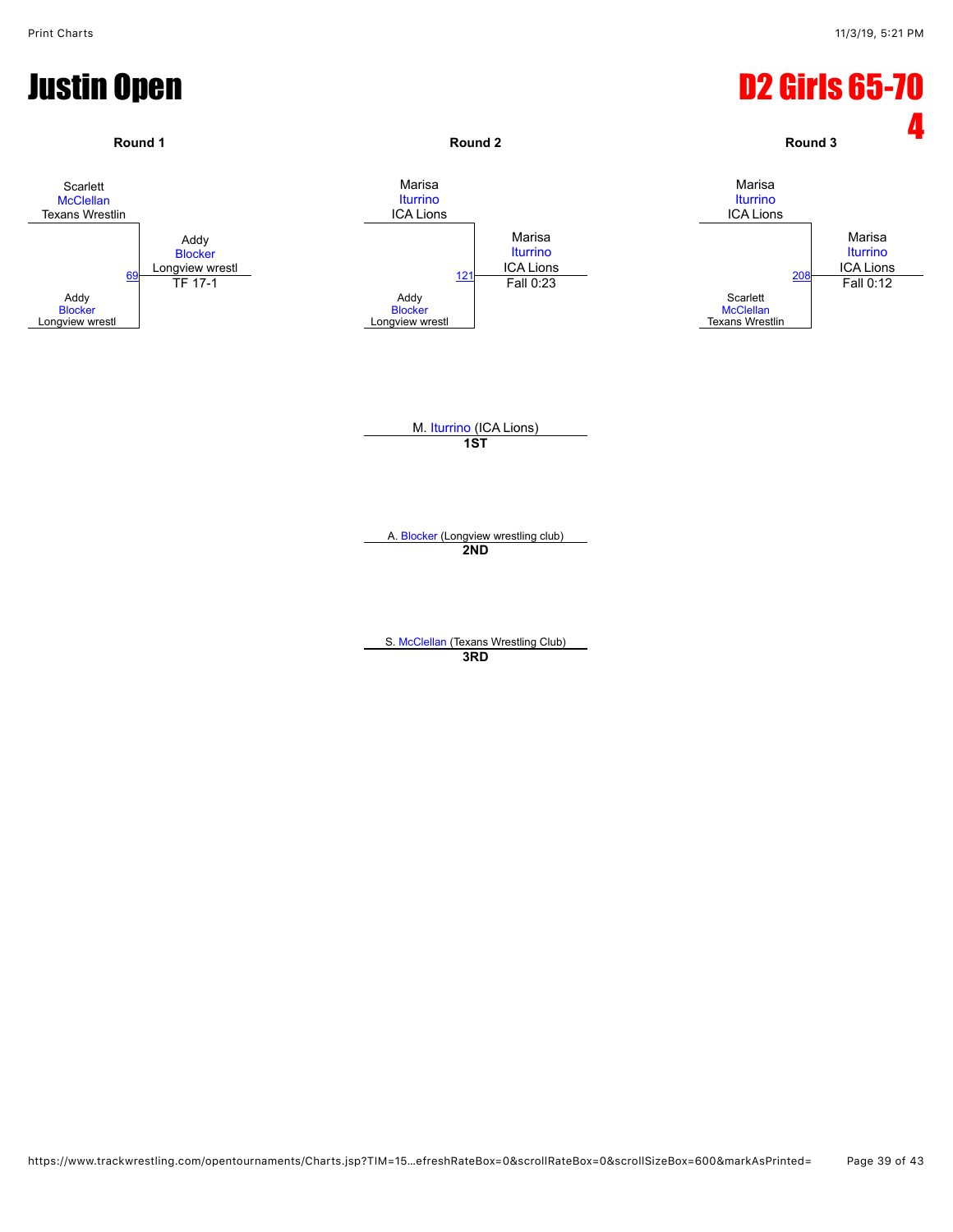# Justin Open

# D2 Girls 65-70 4

### Round 1

Scarlett McClellan, Texans Wrestlin
vs.
Addy Blocker, Longview wrestl

Match 69 — Winner: Addy Blocker, Longview wrestl — TF 17-1

### Round 2

Marisa Iturrino, ICA Lions
vs.
Addy Blocker, Longview wrestl

Match 121 — Winner: Marisa Iturrino, ICA Lions — Fall 0:23

### Round 3

Marisa Iturrino, ICA Lions
vs.
Scarlett McClellan, Texans Wrestlin

Match 208 — Winner: Marisa Iturrino, ICA Lions — Fall 0:12

M. Iturrino (ICA Lions)
**1ST**

A. Blocker (Longview wrestling club)
**2ND**

S. McClellan (Texans Wrestling Club)
**3RD**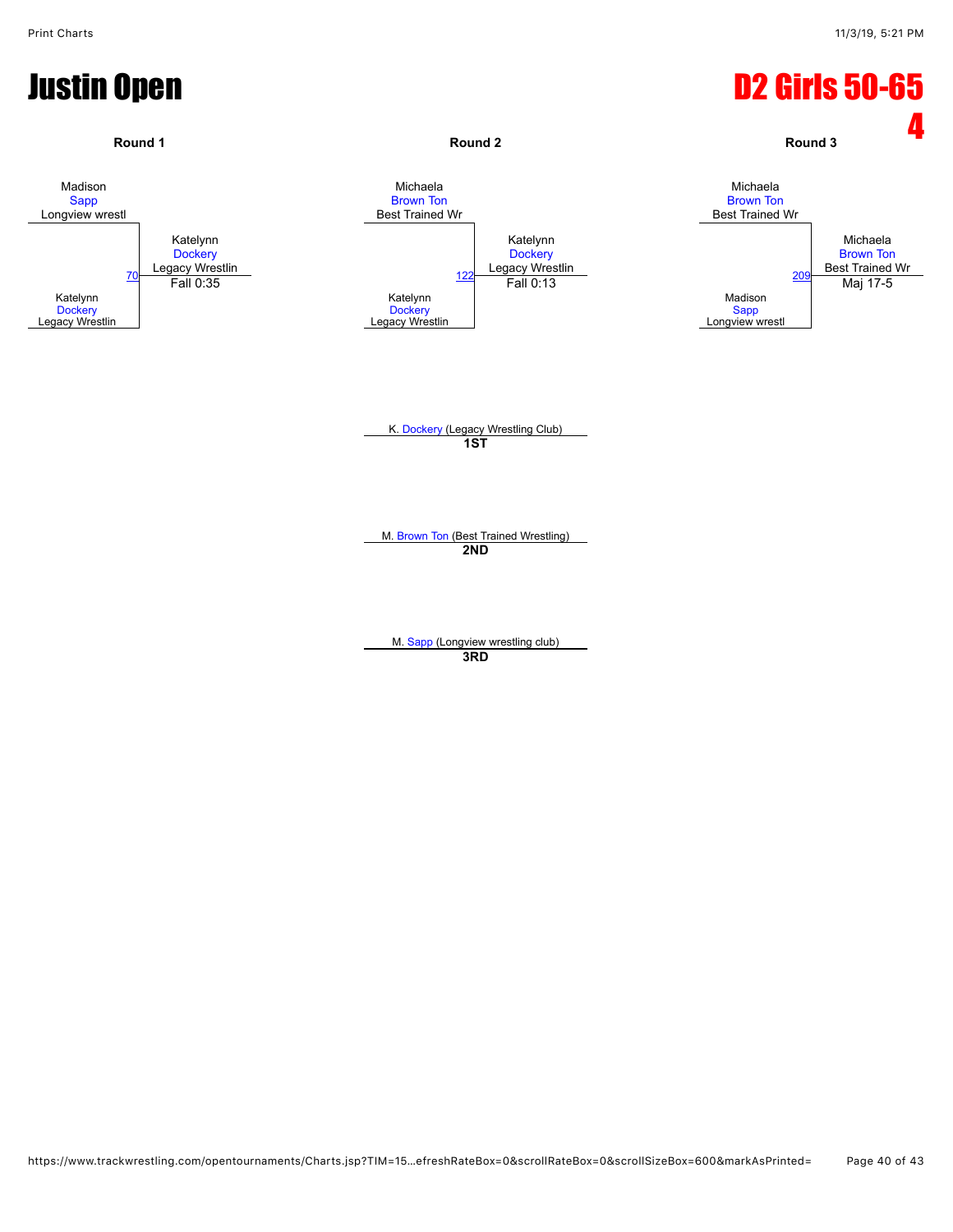# Justin Open

# D2 Girls 50-65 4

### Round 1

Madison Sapp, Longview wrestl

Katelynn Dockery, Legacy Wrestlin

Match 70 — Winner: Katelynn Dockery, Legacy Wrestlin — Fall 0:35

### Round 2

Michaela Brown Ton, Best Trained Wr

Katelynn Dockery, Legacy Wrestlin

Match 122 — Winner: Katelynn Dockery, Legacy Wrestlin — Fall 0:13

### Round 3

Michaela Brown Ton, Best Trained Wr

Madison Sapp, Longview wrestl

Match 209 — Winner: Michaela Brown Ton, Best Trained Wr — Maj 17-5

---

K. Dockery (Legacy Wrestling Club)
**1ST**

M. Brown Ton (Best Trained Wrestling)
**2ND**

M. Sapp (Longview wrestling club)
**3RD**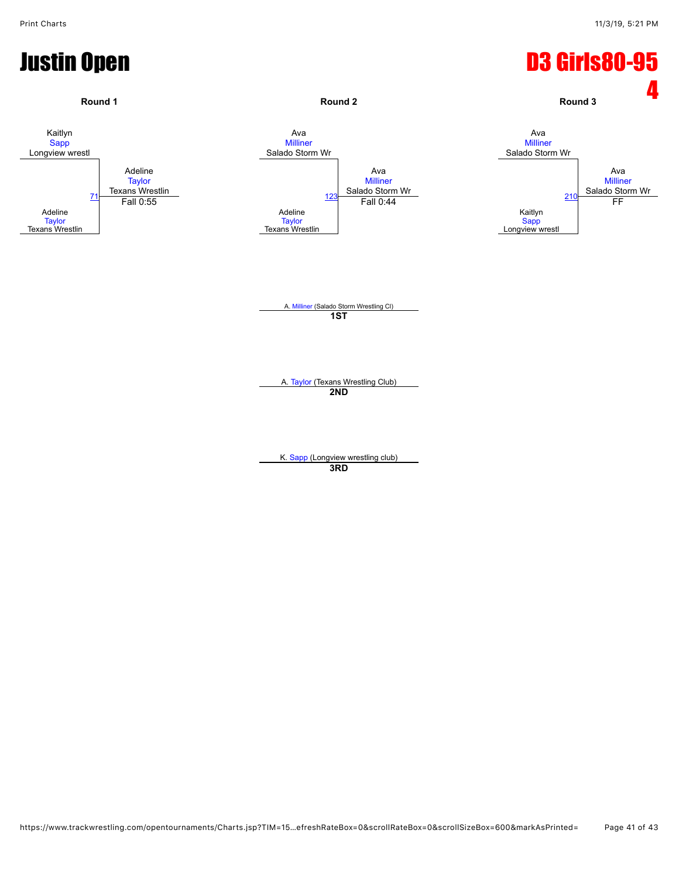# Justin Open

# D3 Girls80-95 4

### Round 1

Kaitlyn Sapp — Longview wrestl

Adeline Taylor — Texans Wrestlin

Match 71: Adeline Taylor (Texans Wrestlin) — Fall 0:55

### Round 2

Ava Milliner — Salado Storm Wr

Adeline Taylor — Texans Wrestlin

Match 123: Ava Milliner (Salado Storm Wr) — Fall 0:44

### Round 3

Ava Milliner — Salado Storm Wr

Kaitlyn Sapp — Longview wrestl

Match 210: Ava Milliner (Salado Storm Wr) — FF

---

A. Milliner (Salado Storm Wrestling Cl)
**1ST**

A. Taylor (Texans Wrestling Club)
**2ND**

K. Sapp (Longview wrestling club)
**3RD**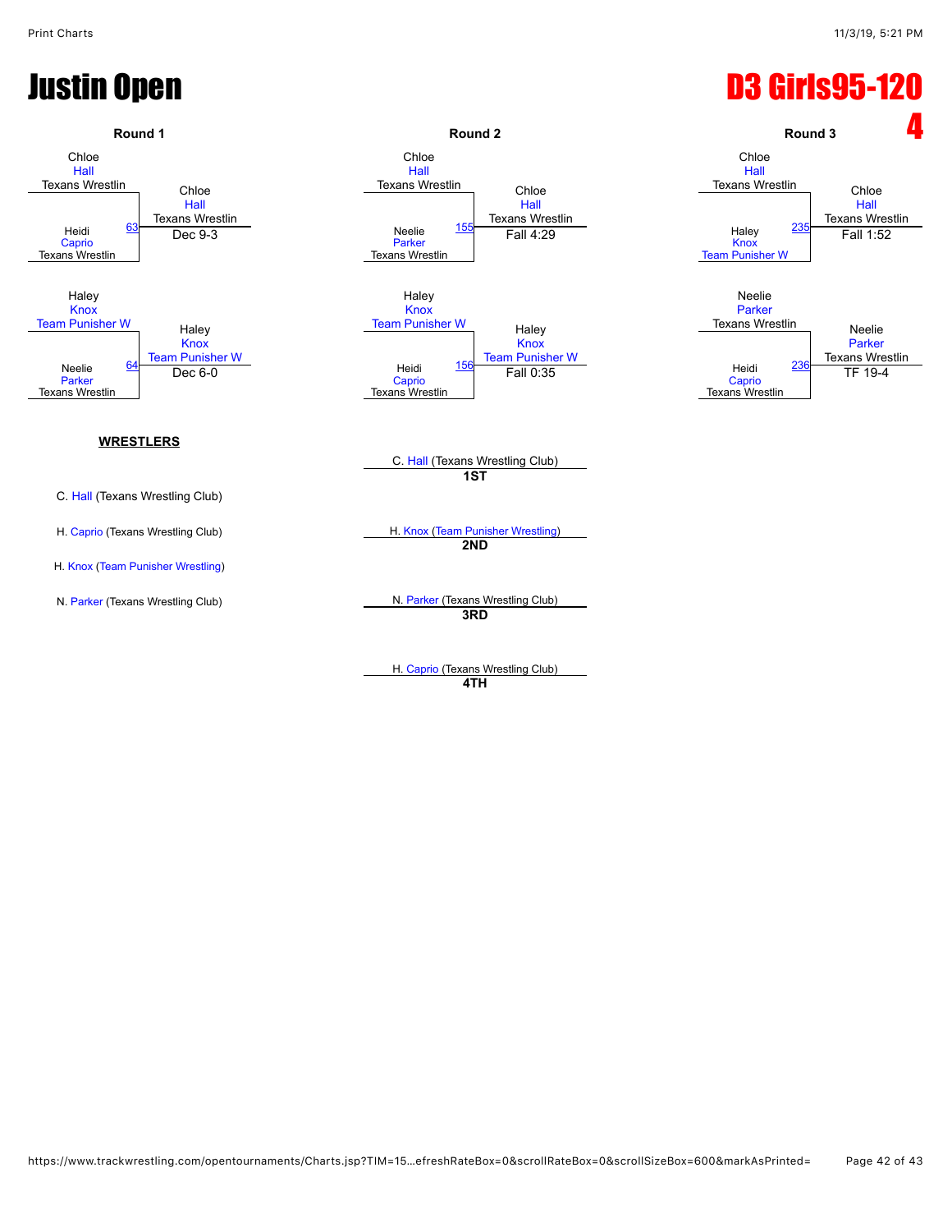# Justin Open

## D3 Girls95-120 4

### Round 1

**Bout 63**
- Chloe Hall (Texans Wrestlin)
- Heidi Caprio (Texans Wrestlin)
- Winner: Chloe Hall (Texans Wrestlin) — Dec 9-3

**Bout 64**
- Haley Knox (Team Punisher W)
- Neelie Parker (Texans Wrestlin)
- Winner: Haley Knox (Team Punisher W) — Dec 6-0

### Round 2

**Bout 155**
- Chloe Hall (Texans Wrestlin)
- Neelie Parker (Texans Wrestlin)
- Winner: Chloe Hall (Texans Wrestlin) — Fall 4:29

**Bout 156**
- Haley Knox (Team Punisher W)
- Heidi Caprio (Texans Wrestlin)
- Winner: Haley Knox (Team Punisher W) — Fall 0:35

### Round 3

**Bout 235**
- Chloe Hall (Texans Wrestlin)
- Haley Knox (Team Punisher W)
- Winner: Chloe Hall (Texans Wrestlin) — Fall 1:52

**Bout 236**
- Neelie Parker (Texans Wrestlin)
- Heidi Caprio (Texans Wrestlin)
- Winner: Neelie Parker (Texans Wrestlin) — TF 19-4

### WRESTLERS

- C. Hall (Texans Wrestling Club)
- H. Caprio (Texans Wrestling Club)
- H. Knox (Team Punisher Wrestling)
- N. Parker (Texans Wrestling Club)

### Placings

- **1ST**: C. Hall (Texans Wrestling Club)
- **2ND**: H. Knox (Team Punisher Wrestling)
- **3RD**: N. Parker (Texans Wrestling Club)
- **4TH**: H. Caprio (Texans Wrestling Club)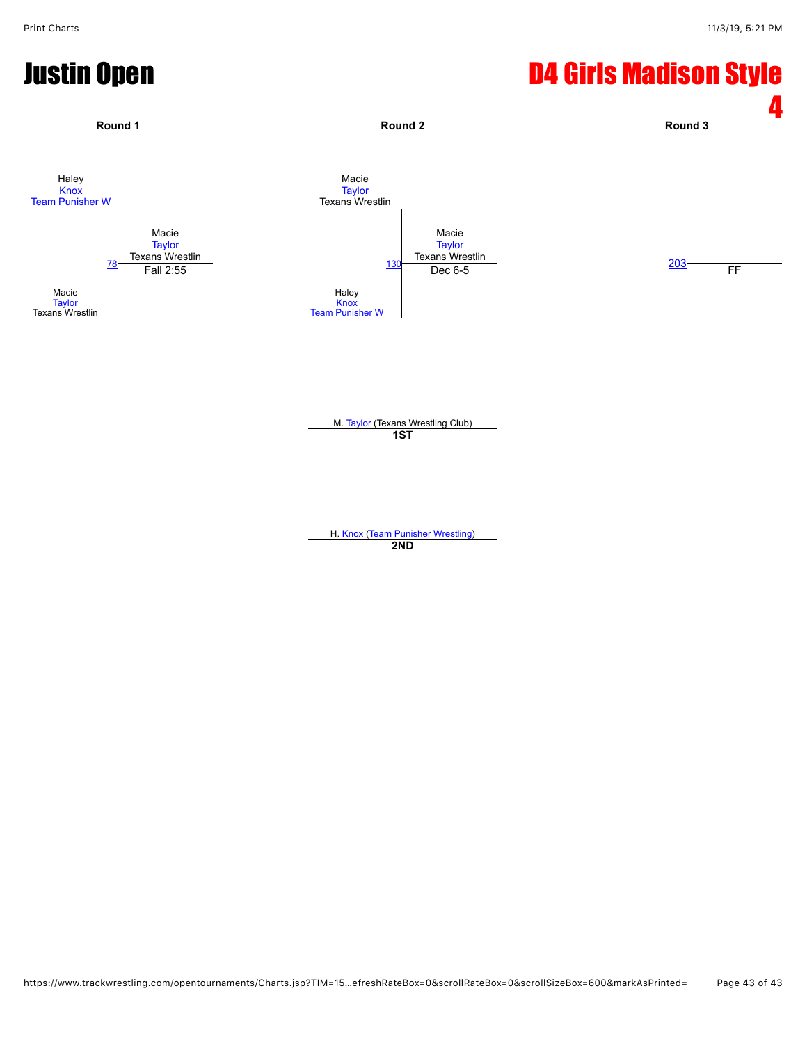# Justin Open

# D4 Girls Madison Style 4

**Round 1**

Haley Knox, Team Punisher W

Macie Taylor, Texans Wrestlin

78 — Macie Taylor, Texans Wrestlin — Fall 2:55

**Round 2**

Macie Taylor, Texans Wrestlin

Haley Knox, Team Punisher W

130 — Macie Taylor, Texans Wrestlin — Dec 6-5

**Round 3**

203 — FF

M. Taylor (Texans Wrestling Club)
**1ST**

H. Knox (Team Punisher Wrestling)
**2ND**